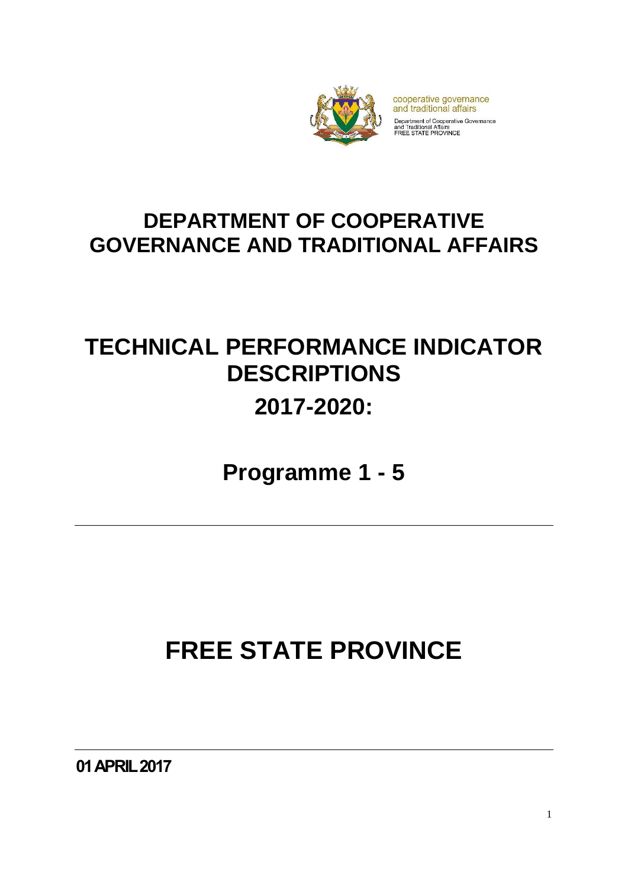cooperative governance
and traditional affairs

Department of Cooperative Governance
and Traditional Affairs
FREE STATE PROVINCE

# DEPARTMENT OF COOPERATIVE GOVERNANCE AND TRADITIONAL AFFAIRS

# TECHNICAL PERFORMANCE INDICATOR DESCRIPTIONS

## 2017-2020:

## Programme 1 - 5

# FREE STATE PROVINCE

**01 APRIL 2017**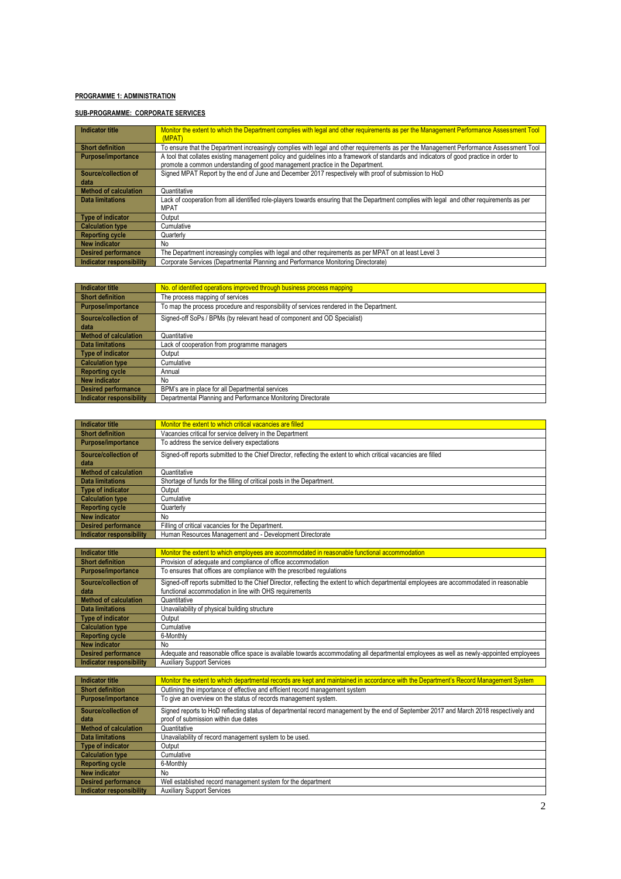**PROGRAMME 1: ADMINISTRATION**

**SUB-PROGRAMME: CORPORATE SERVICES**

| Indicator title | Monitor the extent to which the Department complies with legal and other requirements as per the Management Performance Assessment Tool (MPAT) |
|---|---|
| Short definition | To ensure that the Department increasingly complies with legal and other requirements as per the Management Performance Assessment Tool |
| Purpose/importance | A tool that collates existing management policy and guidelines into a framework of standards and indicators of good practice in order to promote a common understanding of good management practice in the Department. |
| Source/collection of data | Signed MPAT Report by the end of June and December 2017 respectively with proof of submission to HoD |
| Method of calculation | Quantitative |
| Data limitations | Lack of cooperation from all identified role-players towards ensuring that the Department complies with legal and other requirements as per MPAT |
| Type of indicator | Output |
| Calculation type | Cumulative |
| Reporting cycle | Quarterly |
| New indicator | No |
| Desired performance | The Department increasingly complies with legal and other requirements as per MPAT on at least Level 3 |
| Indicator responsibility | Corporate Services (Departmental Planning and Performance Monitoring Directorate) |

| Indicator title | No. of identified operations improved through business process mapping |
|---|---|
| Short definition | The process mapping of services |
| Purpose/importance | To map the process procedure and responsibility of services rendered in the Department. |
| Source/collection of data | Signed-off SoPs / BPMs (by relevant head of component and OD Specialist) |
| Method of calculation | Quantitative |
| Data limitations | Lack of cooperation from programme managers |
| Type of indicator | Output |
| Calculation type | Cumulative |
| Reporting cycle | Annual |
| New indicator | No |
| Desired performance | BPM's are in place for all Departmental services |
| Indicator responsibility | Departmental Planning and Performance Monitoring Directorate |

| Indicator title | Monitor the extent to which critical vacancies are filled |
|---|---|
| Short definition | Vacancies critical for service delivery in the Department |
| Purpose/importance | To address the service delivery expectations |
| Source/collection of data | Signed-off reports submitted to the Chief Director, reflecting the extent to which critical vacancies are filled |
| Method of calculation | Quantitative |
| Data limitations | Shortage of funds for the filling of critical posts in the Department. |
| Type of indicator | Output |
| Calculation type | Cumulative |
| Reporting cycle | Quarterly |
| New indicator | No |
| Desired performance | Filling of critical vacancies for the Department. |
| Indicator responsibility | Human Resources Management and - Development Directorate |

| Indicator title | Monitor the extent to which employees are accommodated in reasonable functional accommodation |
|---|---|
| Short definition | Provision of adequate and compliance of office accommodation |
| Purpose/importance | To ensures that offices are compliance with the prescribed regulations |
| Source/collection of data | Signed-off reports submitted to the Chief Director, reflecting the extent to which departmental employees are accommodated in reasonable functional accommodation in line with OHS requirements |
| Method of calculation | Quantitative |
| Data limitations | Unavailability of physical building structure |
| Type of indicator | Output |
| Calculation type | Cumulative |
| Reporting cycle | 6-Monthly |
| New indicator | No |
| Desired performance | Adequate and reasonable office space is available towards accommodating all departmental employees as well as newly-appointed employees |
| Indicator responsibility | Auxiliary Support Services |

| Indicator title | Monitor the extent to which departmental records are kept and maintained in accordance with the Department's Record Management System |
|---|---|
| Short definition | Outlining the importance of effective and efficient record management system |
| Purpose/importance | To give an overview on the status of records management system. |
| Source/collection of data | Signed reports to HoD reflecting status of departmental record management by the end of September 2017 and March 2018 respectively and proof of submission within due dates |
| Method of calculation | Quantitative |
| Data limitations | Unavailability of record management system to be used. |
| Type of indicator | Output |
| Calculation type | Cumulative |
| Reporting cycle | 6-Monthly |
| New indicator | No |
| Desired performance | Well established record management system for the department |
| Indicator responsibility | Auxiliary Support Services |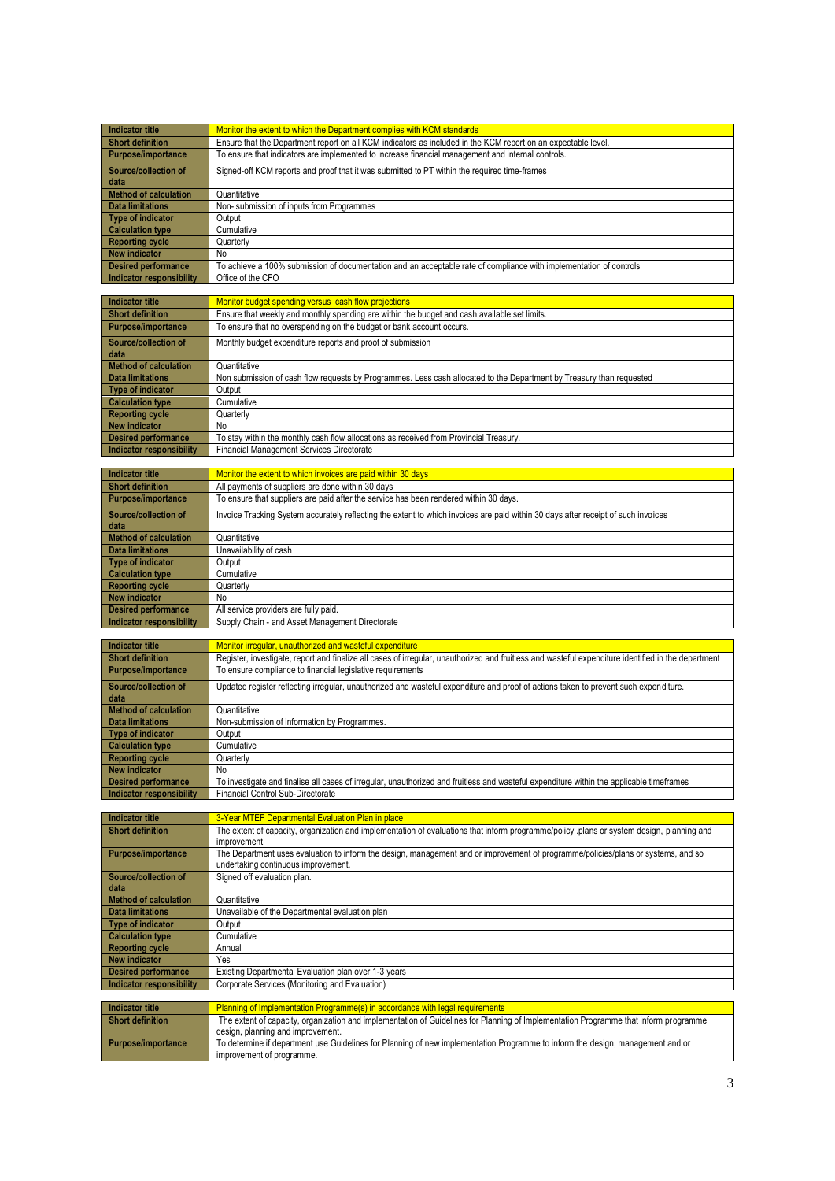| Indicator title | Monitor the extent to which the Department complies with KCM standards |
|---|---|
| Short definition | Ensure that the Department report on all KCM indicators as included in the KCM report on an expectable level. |
| Purpose/importance | To ensure that indicators are implemented to increase financial management and internal controls. |
| Source/collection of data | Signed-off KCM reports and proof that it was submitted to PT within the required time-frames |
| Method of calculation | Quantitative |
| Data limitations | Non- submission of inputs from Programmes |
| Type of indicator | Output |
| Calculation type | Cumulative |
| Reporting cycle | Quarterly |
| New indicator | No |
| Desired performance | To achieve a 100% submission of documentation and an acceptable rate of compliance with implementation of controls |
| Indicator responsibility | Office of the CFO |

| Indicator title | Monitor budget spending versus cash flow projections |
|---|---|
| Short definition | Ensure that weekly and monthly spending are within the budget and cash available set limits. |
| Purpose/importance | To ensure that no overspending on the budget or bank account occurs. |
| Source/collection of data | Monthly budget expenditure reports and proof of submission |
| Method of calculation | Quantitative |
| Data limitations | Non submission of cash flow requests by Programmes. Less cash allocated to the Department by Treasury than requested |
| Type of indicator | Output |
| Calculation type | Cumulative |
| Reporting cycle | Quarterly |
| New indicator | No |
| Desired performance | To stay within the monthly cash flow allocations as received from Provincial Treasury. |
| Indicator responsibility | Financial Management Services Directorate |

| Indicator title | Monitor the extent to which invoices are paid within 30 days |
|---|---|
| Short definition | All payments of suppliers are done within 30 days |
| Purpose/importance | To ensure that suppliers are paid after the service has been rendered within 30 days. |
| Source/collection of data | Invoice Tracking System accurately reflecting the extent to which invoices are paid within 30 days after receipt of such invoices |
| Method of calculation | Quantitative |
| Data limitations | Unavailability of cash |
| Type of indicator | Output |
| Calculation type | Cumulative |
| Reporting cycle | Quarterly |
| New indicator | No |
| Desired performance | All service providers are fully paid. |
| Indicator responsibility | Supply Chain - and Asset Management Directorate |

| Indicator title | Monitor irregular, unauthorized and wasteful expenditure |
|---|---|
| Short definition | Register, investigate, report and finalize all cases of irregular, unauthorized and fruitless and wasteful expenditure identified in the department |
| Purpose/importance | To ensure compliance to financial legislative requirements |
| Source/collection of data | Updated register reflecting irregular, unauthorized and wasteful expenditure and proof of actions taken to prevent such expenditure. |
| Method of calculation | Quantitative |
| Data limitations | Non-submission of information by Programmes. |
| Type of indicator | Output |
| Calculation type | Cumulative |
| Reporting cycle | Quarterly |
| New indicator | No |
| Desired performance | To investigate and finalise all cases of irregular, unauthorized and fruitless and wasteful expenditure within the applicable timeframes |
| Indicator responsibility | Financial Control Sub-Directorate |

| Indicator title | 3-Year MTEF Departmental Evaluation Plan in place |
|---|---|
| Short definition | The extent of capacity, organization and implementation of evaluations that inform programme/policy .plans or system design, planning and improvement. |
| Purpose/importance | The Department uses evaluation to inform the design, management and or improvement of programme/policies/plans or systems, and so undertaking continuous improvement. |
| Source/collection of data | Signed off evaluation plan. |
| Method of calculation | Quantitative |
| Data limitations | Unavailable of the Departmental evaluation plan |
| Type of indicator | Output |
| Calculation type | Cumulative |
| Reporting cycle | Annual |
| New indicator | Yes |
| Desired performance | Existing Departmental Evaluation plan over 1-3 years |
| Indicator responsibility | Corporate Services (Monitoring and Evaluation) |

| Indicator title | Planning of Implementation Programme(s) in accordance with legal requirements |
|---|---|
| Short definition | The extent of capacity, organization and implementation of Guidelines for Planning of Implementation Programme that inform programme design, planning and improvement. |
| Purpose/importance | To determine if department use Guidelines for Planning of new implementation Programme to inform the design, management and or improvement of programme. |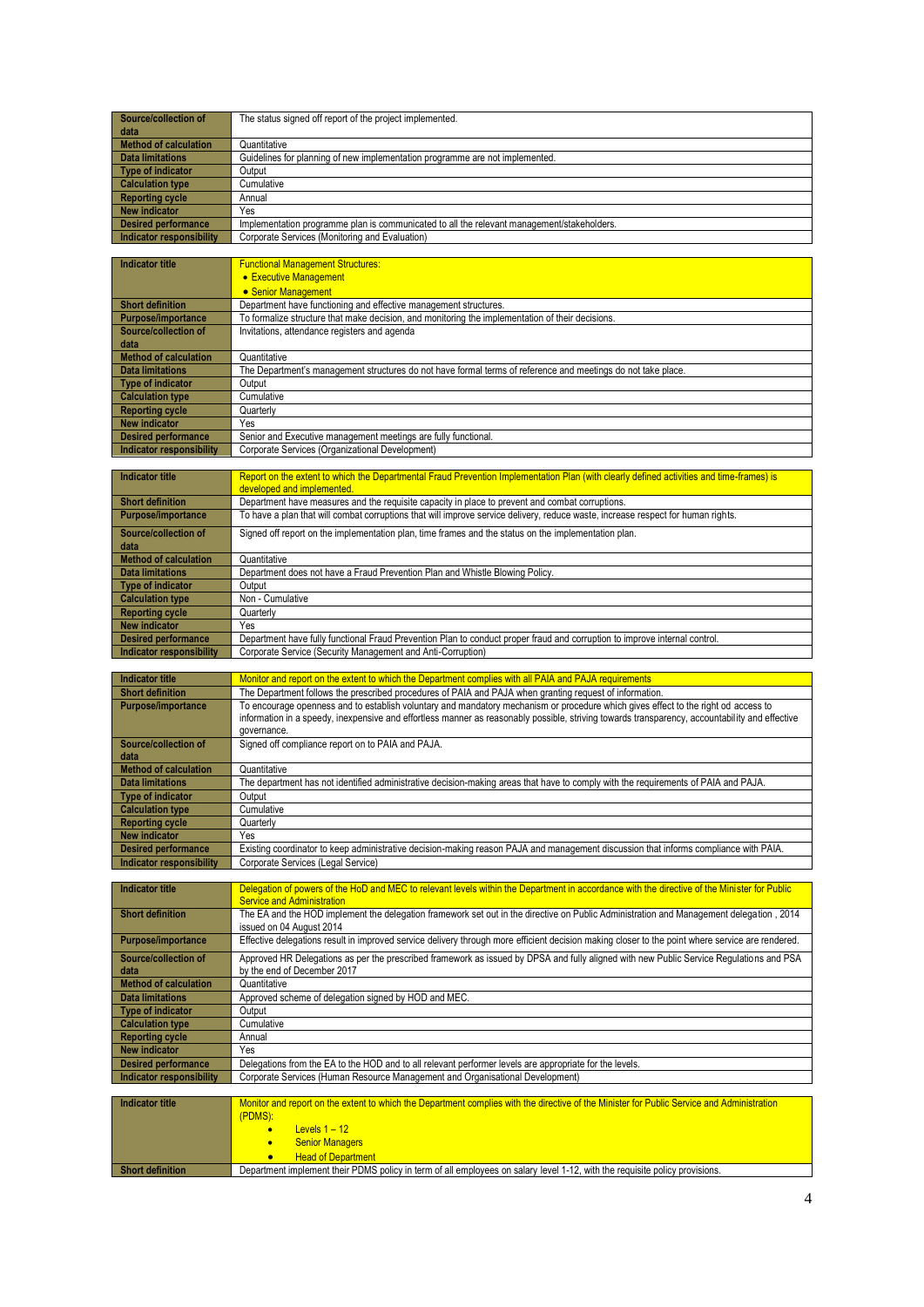| Source/collection of data | The status signed off report of the project implemented. |
|---|---|
| Method of calculation | Quantitative |
| Data limitations | Guidelines for planning of new implementation programme are not implemented. |
| Type of indicator | Output |
| Calculation type | Cumulative |
| Reporting cycle | Annual |
| New indicator | Yes |
| Desired performance | Implementation programme plan is communicated to all the relevant management/stakeholders. |
| Indicator responsibility | Corporate Services (Monitoring and Evaluation) |

| Indicator title | Functional Management Structures:<br>• Executive Management<br>• Senior Management |
|---|---|
| Short definition | Department have functioning and effective management structures. |
| Purpose/importance | To formalize structure that make decision, and monitoring the implementation of their decisions. |
| Source/collection of data | Invitations, attendance registers and agenda |
| Method of calculation | Quantitative |
| Data limitations | The Department's management structures do not have formal terms of reference and meetings do not take place. |
| Type of indicator | Output |
| Calculation type | Cumulative |
| Reporting cycle | Quarterly |
| New indicator | Yes |
| Desired performance | Senior and Executive management meetings are fully functional. |
| Indicator responsibility | Corporate Services (Organizational Development) |

| Indicator title | Report on the extent to which the Departmental Fraud Prevention Implementation Plan (with clearly defined activities and time-frames) is developed and implemented. |
|---|---|
| Short definition | Department have measures and the requisite capacity in place to prevent and combat corruptions. |
| Purpose/importance | To have a plan that will combat corruptions that will improve service delivery, reduce waste, increase respect for human rights. |
| Source/collection of data | Signed off report on the implementation plan, time frames and the status on the implementation plan. |
| Method of calculation | Quantitative |
| Data limitations | Department does not have a Fraud Prevention Plan and Whistle Blowing Policy. |
| Type of indicator | Output |
| Calculation type | Non - Cumulative |
| Reporting cycle | Quarterly |
| New indicator | Yes |
| Desired performance | Department have fully functional Fraud Prevention Plan to conduct proper fraud and corruption to improve internal control. |
| Indicator responsibility | Corporate Service (Security Management and Anti-Corruption) |

| Indicator title | Monitor and report on the extent to which the Department complies with all PAIA and PAJA requirements |
|---|---|
| Short definition | The Department follows the prescribed procedures of PAIA and PAJA when granting request of information. |
| Purpose/importance | To encourage openness and to establish voluntary and mandatory mechanism or procedure which gives effect to the right od access to information in a speedy, inexpensive and effortless manner as reasonably possible, striving towards transparency, accountability and effective governance. |
| Source/collection of data | Signed off compliance report on to PAIA and PAJA. |
| Method of calculation | Quantitative |
| Data limitations | The department has not identified administrative decision-making areas that have to comply with the requirements of PAIA and PAJA. |
| Type of indicator | Output |
| Calculation type | Cumulative |
| Reporting cycle | Quarterly |
| New indicator | Yes |
| Desired performance | Existing coordinator to keep administrative decision-making reason PAJA and management discussion that informs compliance with PAIA. |
| Indicator responsibility | Corporate Services (Legal Service) |

| Indicator title | Delegation of powers of the HoD and MEC to relevant levels within the Department in accordance with the directive of the Minister for Public Service and Administration |
|---|---|
| Short definition | The EA and the HOD implement the delegation framework set out in the directive on Public Administration and Management delegation , 2014 issued on 04 August 2014 |
| Purpose/importance | Effective delegations result in improved service delivery through more efficient decision making closer to the point where service are rendered. |
| Source/collection of data | Approved HR Delegations as per the prescribed framework as issued by DPSA and fully aligned with new Public Service Regulations and PSA by the end of December 2017 |
| Method of calculation | Quantitative |
| Data limitations | Approved scheme of delegation signed by HOD and MEC. |
| Type of indicator | Output |
| Calculation type | Cumulative |
| Reporting cycle | Annual |
| New indicator | Yes |
| Desired performance | Delegations from the EA to the HOD and to all relevant performer levels are appropriate for the levels. |
| Indicator responsibility | Corporate Services (Human Resource Management and Organisational Development) |

| Indicator title | Monitor and report on the extent to which the Department complies with the directive of the Minister for Public Service and Administration (PDMS):<br>• Levels 1 – 12<br>• Senior Managers<br>• Head of Department |
|---|---|
| Short definition | Department implement their PDMS policy in term of all employees on salary level 1-12, with the requisite policy provisions. |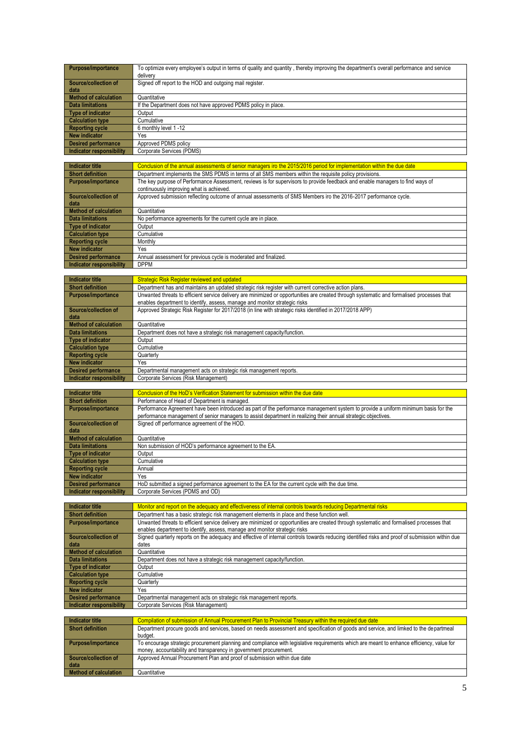| | |
|---|---|
| **Purpose/importance** | To optimize every employee's output in terms of quality and quantity , thereby improving the department's overall performance and service delivery |
| **Source/collection of data** | Signed off report to the HOD and outgoing mail register. |
| **Method of calculation** | Quantitative |
| **Data limitations** | If the Department does not have approved PDMS policy in place. |
| **Type of indicator** | Output |
| **Calculation type** | Cumulative |
| **Reporting cycle** | 6 monthly level 1 -12 |
| **New indicator** | Yes |
| **Desired performance** | Approved PDMS policy |
| **Indicator responsibility** | Corporate Services (PDMS) |

| | |
|---|---|
| **Indicator title** | Conclusion of the annual assessments of senior managers iro the 2015/2016 period for implementation within the due date |
| **Short definition** | Department implements the SMS PDMS in terms of all SMS members within the requisite policy provisions. |
| **Purpose/importance** | The key purpose of Performance Assessment, reviews is for supervisors to provide feedback and enable managers to find ways of continuously improving what is achieved. |
| **Source/collection of data** | Approved submission reflecting outcome of annual assessments of SMS Members iro the 2016-2017 performance cycle. |
| **Method of calculation** | Quantitative |
| **Data limitations** | No performance agreements for the current cycle are in place. |
| **Type of indicator** | Output |
| **Calculation type** | Cumulative |
| **Reporting cycle** | Monthly |
| **New indicator** | Yes |
| **Desired performance** | Annual assessment for previous cycle is moderated and finalized. |
| **Indicator responsibility** | DPPM |

| | |
|---|---|
| **Indicator title** | Strategic Risk Register reviewed and updated |
| **Short definition** | Department has and maintains an updated strategic risk register with current corrective action plans. |
| **Purpose/importance** | Unwanted threats to efficient service delivery are minimized or opportunities are created through systematic and formalised processes that enables department to identify, assess, manage and monitor strategic risks |
| **Source/collection of data** | Approved Strategic Risk Register for 2017/2018 (in line with strategic risks identified in 2017/2018 APP) |
| **Method of calculation** | Quantitative |
| **Data limitations** | Department does not have a strategic risk management capacity/function. |
| **Type of indicator** | Output |
| **Calculation type** | Cumulative |
| **Reporting cycle** | Quarterly |
| **New indicator** | Yes |
| **Desired performance** | Departmental management acts on strategic risk management reports. |
| **Indicator responsibility** | Corporate Services (Risk Management) |

| | |
|---|---|
| **Indicator title** | Conclusion of the HoD's Verification Statement for submission within the due date |
| **Short definition** | Performance of Head of Department is managed. |
| **Purpose/importance** | Performance Agreement have been introduced as part of the performance management system to provide a uniform minimum basis for the performance management of senior managers to assist department in realizing their annual strategic objectives. |
| **Source/collection of data** | Signed off performance agreement of the HOD. |
| **Method of calculation** | Quantitative |
| **Data limitations** | Non submission of HOD's performance agreement to the EA. |
| **Type of indicator** | Output |
| **Calculation type** | Cumulative |
| **Reporting cycle** | Annual |
| **New indicator** | Yes |
| **Desired performance** | HoD submitted a signed performance agreement to the EA for the current cycle with the due time. |
| **Indicator responsibility** | Corporate Services (PDMS and OD) |

| | |
|---|---|
| **Indicator title** | Monitor and report on the adequacy and effectiveness of internal controls towards reducing Departmental risks |
| **Short definition** | Department has a basic strategic risk management elements in place and these function well. |
| **Purpose/importance** | Unwanted threats to efficient service delivery are minimized or opportunities are created through systematic and formalised processes that enables department to identify, assess, manage and monitor strategic risks |
| **Source/collection of data** | Signed quarterly reports on the adequacy and effective of internal controls towards reducing identified risks and proof of submission within due dates |
| **Method of calculation** | Quantitative |
| **Data limitations** | Department does not have a strategic risk management capacity/function. |
| **Type of indicator** | Output |
| **Calculation type** | Cumulative |
| **Reporting cycle** | Quarterly |
| **New indicator** | Yes |
| **Desired performance** | Departmental management acts on strategic risk management reports. |
| **Indicator responsibility** | Corporate Services (Risk Management) |

| | |
|---|---|
| **Indicator title** | Compilation of submission of Annual Procurement Plan to Provincial Treasury within the required due date |
| **Short definition** | Department procure goods and services, based on needs assessment and specification of goods and service, and limked to the departmeal budget. |
| **Purpose/importance** | To encourage strategic procurement planning and compliance with legislative requirements which are meant to enhance efficiency, value for money, accountability and transparency in government procurement. |
| **Source/collection of data** | Approved Annual Procurement Plan and proof of submission within due date |
| **Method of calculation** | Quantitative |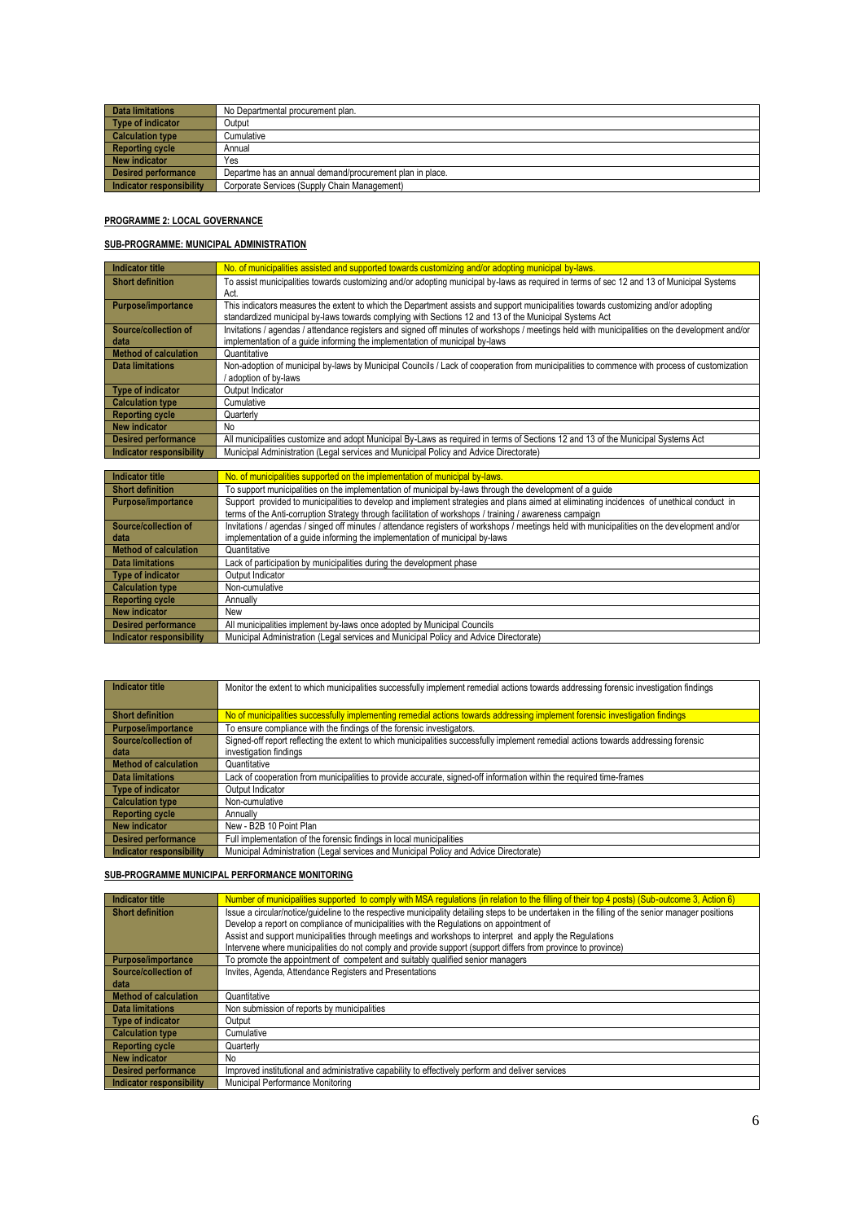| | |
|---|---|
| **Data limitations** | No Departmental procurement plan. |
| **Type of indicator** | Output |
| **Calculation type** | Cumulative |
| **Reporting cycle** | Annual |
| **New indicator** | Yes |
| **Desired performance** | Departme has an annual demand/procurement plan in place. |
| **Indicator responsibility** | Corporate Services (Supply Chain Management) |

**PROGRAMME 2: LOCAL GOVERNANCE**

**SUB-PROGRAMME: MUNICIPAL ADMINISTRATION**

| | |
|---|---|
| **Indicator title** | No. of municipalities assisted and supported towards customizing and/or adopting municipal by-laws. |
| **Short definition** | To assist municipalities towards customizing and/or adopting municipal by-laws as required in terms of sec 12 and 13 of Municipal Systems Act. |
| **Purpose/importance** | This indicators measures the extent to which the Department assists and support municipalities towards customizing and/or adopting standardized municipal by-laws towards complying with Sections 12 and 13 of the Municipal Systems Act |
| **Source/collection of data** | Invitations / agendas / attendance registers and signed off minutes of workshops / meetings held with municipalities on the development and/or implementation of a guide informing the implementation of municipal by-laws |
| **Method of calculation** | Quantitative |
| **Data limitations** | Non-adoption of municipal by-laws by Municipal Councils / Lack of cooperation from municipalities to commence with process of customization / adoption of by-laws |
| **Type of indicator** | Output Indicator |
| **Calculation type** | Cumulative |
| **Reporting cycle** | Quarterly |
| **New indicator** | No |
| **Desired performance** | All municipalities customize and adopt Municipal By-Laws as required in terms of Sections 12 and 13 of the Municipal Systems Act |
| **Indicator responsibility** | Municipal Administration (Legal services and Municipal Policy and Advice Directorate) |

| | |
|---|---|
| **Indicator title** | No. of municipalities supported on the implementation of municipal by-laws. |
| **Short definition** | To support municipalities on the implementation of municipal by-laws through the development of a guide |
| **Purpose/importance** | Support provided to municipalities to develop and implement strategies and plans aimed at eliminating incidences of unethical conduct in terms of the Anti-corruption Strategy through facilitation of workshops / training / awareness campaign |
| **Source/collection of data** | Invitations / agendas / singed off minutes / attendance registers of workshops / meetings held with municipalities on the development and/or implementation of a guide informing the implementation of municipal by-laws |
| **Method of calculation** | Quantitative |
| **Data limitations** | Lack of participation by municipalities during the development phase |
| **Type of indicator** | Output Indicator |
| **Calculation type** | Non-cumulative |
| **Reporting cycle** | Annually |
| **New indicator** | New |
| **Desired performance** | All municipalities implement by-laws once adopted by Municipal Councils |
| **Indicator responsibility** | Municipal Administration (Legal services and Municipal Policy and Advice Directorate) |

| | |
|---|---|
| **Indicator title** | Monitor the extent to which municipalities successfully implement remedial actions towards addressing forensic investigation findings |
| **Short definition** | No of municipalities successfully implementing remedial actions towards addressing implement forensic investigation findings |
| **Purpose/importance** | To ensure compliance with the findings of the forensic investigators. |
| **Source/collection of data** | Signed-off report reflecting the extent to which municipalities successfully implement remedial actions towards addressing forensic investigation findings |
| **Method of calculation** | Quantitative |
| **Data limitations** | Lack of cooperation from municipalities to provide accurate, signed-off information within the required time-frames |
| **Type of indicator** | Output Indicator |
| **Calculation type** | Non-cumulative |
| **Reporting cycle** | Annually |
| **New indicator** | New - B2B 10 Point Plan |
| **Desired performance** | Full implementation of the forensic findings in local municipalities |
| **Indicator responsibility** | Municipal Administration (Legal services and Municipal Policy and Advice Directorate) |

**SUB-PROGRAMME MUNICIPAL PERFORMANCE MONITORING**

| | |
|---|---|
| **Indicator title** | Number of municipalities supported to comply with MSA regulations (in relation to the filling of their top 4 posts) (Sub-outcome 3, Action 6) |
| **Short definition** | Issue a circular/notice/guideline to the respective municipality detailing steps to be undertaken in the filling of the senior manager positions<br>Develop a report on compliance of municipalities with the Regulations on appointment of<br>Assist and support municipalities through meetings and workshops to interpret and apply the Regulations<br>Intervene where municipalities do not comply and provide support (support differs from province to province) |
| **Purpose/importance** | To promote the appointment of competent and suitably qualified senior managers |
| **Source/collection of data** | Invites, Agenda, Attendance Registers and Presentations |
| **Method of calculation** | Quantitative |
| **Data limitations** | Non submission of reports by municipalities |
| **Type of indicator** | Output |
| **Calculation type** | Cumulative |
| **Reporting cycle** | Quarterly |
| **New indicator** | No |
| **Desired performance** | Improved institutional and administrative capability to effectively perform and deliver services |
| **Indicator responsibility** | Municipal Performance Monitoring |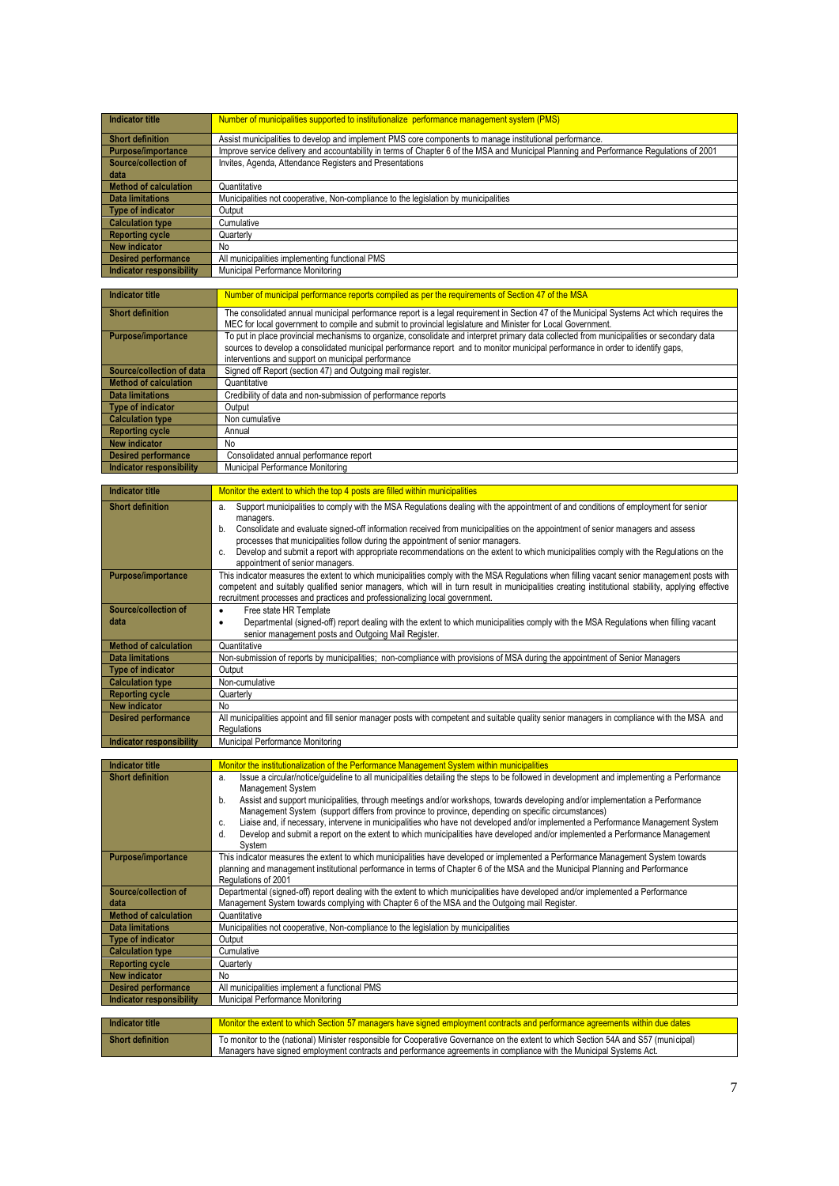| Indicator title | Number of municipalities supported to institutionalize performance management system (PMS) |
|---|---|
| Short definition | Assist municipalities to develop and implement PMS core components to manage institutional performance. |
| Purpose/importance | Improve service delivery and accountability in terms of Chapter 6 of the MSA and Municipal Planning and Performance Regulations of 2001 |
| Source/collection of data | Invites, Agenda, Attendance Registers and Presentations |
| Method of calculation | Quantitative |
| Data limitations | Municipalities not cooperative, Non-compliance to the legislation by municipalities |
| Type of indicator | Output |
| Calculation type | Cumulative |
| Reporting cycle | Quarterly |
| New indicator | No |
| Desired performance | All municipalities implementing functional PMS |
| Indicator responsibility | Municipal Performance Monitoring |

| Indicator title | Number of municipal performance reports compiled as per the requirements of Section 47 of the MSA |
|---|---|
| Short definition | The consolidated annual municipal performance report is a legal requirement in Section 47 of the Municipal Systems Act which requires the MEC for local government to compile and submit to provincial legislature and Minister for Local Government. |
| Purpose/importance | To put in place provincial mechanisms to organize, consolidate and interpret primary data collected from municipalities or secondary data sources to develop a consolidated municipal performance report and to monitor municipal performance in order to identify gaps, interventions and support on municipal performance |
| Source/collection of data | Signed off Report (section 47) and Outgoing mail register. |
| Method of calculation | Quantitative |
| Data limitations | Credibility of data and non-submission of performance reports |
| Type of indicator | Output |
| Calculation type | Non cumulative |
| Reporting cycle | Annual |
| New indicator | No |
| Desired performance | Consolidated annual performance report |
| Indicator responsibility | Municipal Performance Monitoring |

| Indicator title | Monitor the extent to which the top 4 posts are filled within municipalities |
|---|---|
| Short definition | a. Support municipalities to comply with the MSA Regulations dealing with the appointment of and conditions of employment for senior managers.<br>b. Consolidate and evaluate signed-off information received from municipalities on the appointment of senior managers and assess processes that municipalities follow during the appointment of senior managers.<br>c. Develop and submit a report with appropriate recommendations on the extent to which municipalities comply with the Regulations on the appointment of senior managers. |
| Purpose/importance | This indicator measures the extent to which municipalities comply with the MSA Regulations when filling vacant senior management posts with competent and suitably qualified senior managers, which will in turn result in municipalities creating institutional stability, applying effective recruitment processes and practices and professionalizing local government. |
| Source/collection of data | • Free state HR Template<br>• Departmental (signed-off) report dealing with the extent to which municipalities comply with the MSA Regulations when filling vacant senior management posts and Outgoing Mail Register. |
| Method of calculation | Quantitative |
| Data limitations | Non-submission of reports by municipalities; non-compliance with provisions of MSA during the appointment of Senior Managers |
| Type of indicator | Output |
| Calculation type | Non-cumulative |
| Reporting cycle | Quarterly |
| New indicator | No |
| Desired performance | All municipalities appoint and fill senior manager posts with competent and suitable quality senior managers in compliance with the MSA and Regulations |
| Indicator responsibility | Municipal Performance Monitoring |

| Indicator title | Monitor the institutionalization of the Performance Management System within municipalities |
|---|---|
| Short definition | a. Issue a circular/notice/guideline to all municipalities detailing the steps to be followed in development and implementing a Performance Management System<br>b. Assist and support municipalities, through meetings and/or workshops, towards developing and/or implementation a Performance Management System (support differs from province to province, depending on specific circumstances)<br>c. Liaise and, if necessary, intervene in municipalities who have not developed and/or implemented a Performance Management System<br>d. Develop and submit a report on the extent to which municipalities have developed and/or implemented a Performance Management System |
| Purpose/importance | This indicator measures the extent to which municipalities have developed or implemented a Performance Management System towards planning and management institutional performance in terms of Chapter 6 of the MSA and the Municipal Planning and Performance Regulations of 2001 |
| Source/collection of data | Departmental (signed-off) report dealing with the extent to which municipalities have developed and/or implemented a Performance Management System towards complying with Chapter 6 of the MSA and the Outgoing mail Register. |
| Method of calculation | Quantitative |
| Data limitations | Municipalities not cooperative, Non-compliance to the legislation by municipalities |
| Type of indicator | Output |
| Calculation type | Cumulative |
| Reporting cycle | Quarterly |
| New indicator | No |
| Desired performance | All municipalities implement a functional PMS |
| Indicator responsibility | Municipal Performance Monitoring |

| Indicator title | Monitor the extent to which Section 57 managers have signed employment contracts and performance agreements within due dates |
|---|---|
| Short definition | To monitor to the (national) Minister responsible for Cooperative Governance on the extent to which Section 54A and S57 (municipal) Managers have signed employment contracts and performance agreements in compliance with the Municipal Systems Act. |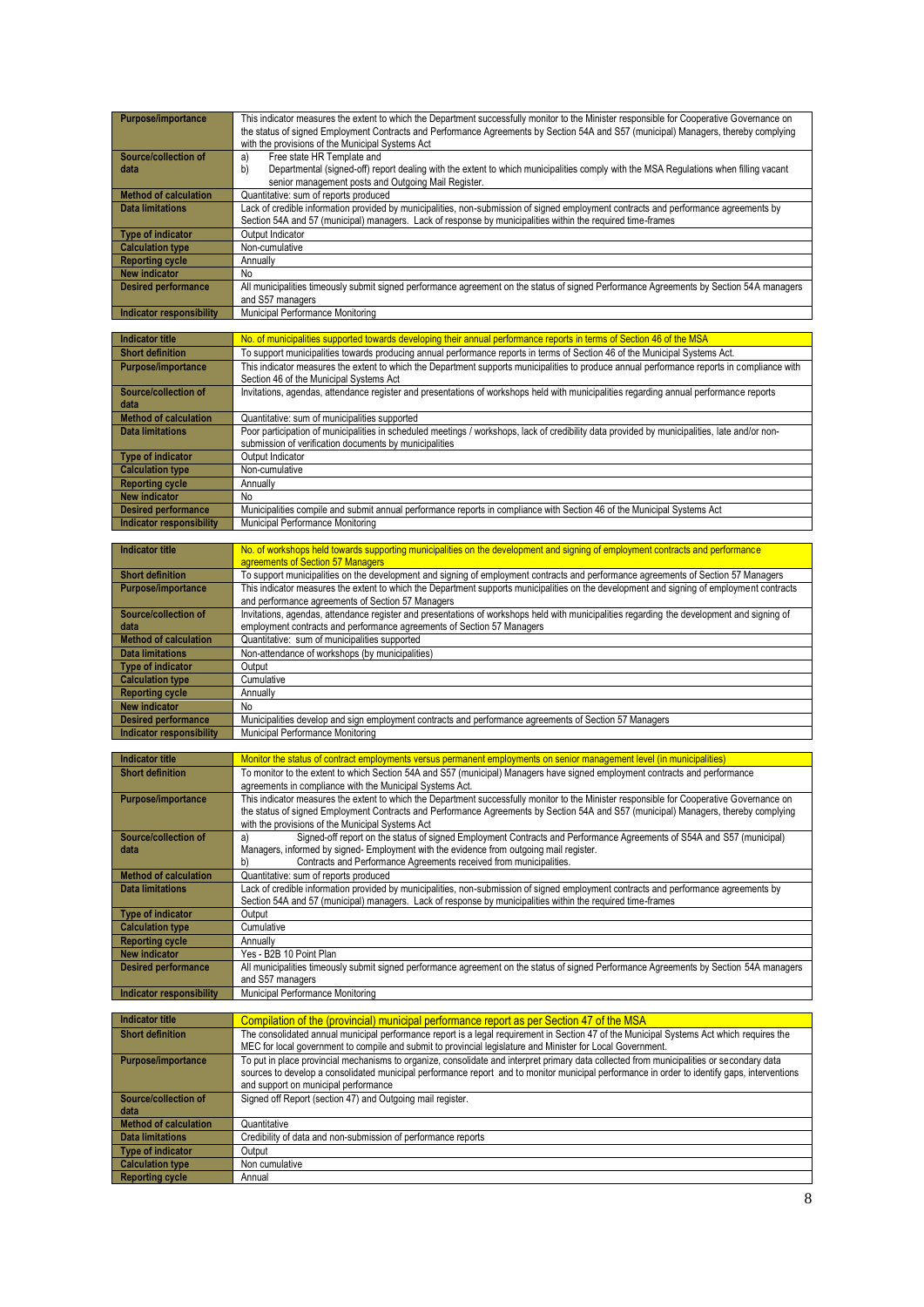| | |
|---|---|
| Purpose/importance | This indicator measures the extent to which the Department successfully monitor to the Minister responsible for Cooperative Governance on the status of signed Employment Contracts and Performance Agreements by Section 54A and S57 (municipal) Managers, thereby complying with the provisions of the Municipal Systems Act |
| Source/collection of data | a) Free state HR Template and<br>b) Departmental (signed-off) report dealing with the extent to which municipalities comply with the MSA Regulations when filling vacant senior management posts and Outgoing Mail Register. |
| Method of calculation | Quantitative: sum of reports produced |
| Data limitations | Lack of credible information provided by municipalities, non-submission of signed employment contracts and performance agreements by Section 54A and 57 (municipal) managers. Lack of response by municipalities within the required time-frames |
| Type of indicator | Output Indicator |
| Calculation type | Non-cumulative |
| Reporting cycle | Annually |
| New indicator | No |
| Desired performance | All municipalities timeously submit signed performance agreement on the status of signed Performance Agreements by Section 54A managers and S57 managers |
| Indicator responsibility | Municipal Performance Monitoring |

| | |
|---|---|
| Indicator title | No. of municipalities supported towards developing their annual performance reports in terms of Section 46 of the MSA |
| Short definition | To support municipalities towards producing annual performance reports in terms of Section 46 of the Municipal Systems Act. |
| Purpose/importance | This indicator measures the extent to which the Department supports municipalities to produce annual performance reports in compliance with Section 46 of the Municipal Systems Act |
| Source/collection of data | Invitations, agendas, attendance register and presentations of workshops held with municipalities regarding annual performance reports |
| Method of calculation | Quantitative: sum of municipalities supported |
| Data limitations | Poor participation of municipalities in scheduled meetings / workshops, lack of credibility data provided by municipalities, late and/or non-submission of verification documents by municipalities |
| Type of indicator | Output Indicator |
| Calculation type | Non-cumulative |
| Reporting cycle | Annually |
| New indicator | No |
| Desired performance | Municipalities compile and submit annual performance reports in compliance with Section 46 of the Municipal Systems Act |
| Indicator responsibility | Municipal Performance Monitoring |

| | |
|---|---|
| Indicator title | No. of workshops held towards supporting municipalities on the development and signing of employment contracts and performance agreements of Section 57 Managers |
| Short definition | To support municipalities on the development and signing of employment contracts and performance agreements of Section 57 Managers |
| Purpose/importance | This indicator measures the extent to which the Department supports municipalities on the development and signing of employment contracts and performance agreements of Section 57 Managers |
| Source/collection of data | Invitations, agendas, attendance register and presentations of workshops held with municipalities regarding the development and signing of employment contracts and performance agreements of Section 57 Managers |
| Method of calculation | Quantitative: sum of municipalities supported |
| Data limitations | Non-attendance of workshops (by municipalities) |
| Type of indicator | Output |
| Calculation type | Cumulative |
| Reporting cycle | Annually |
| New indicator | No |
| Desired performance | Municipalities develop and sign employment contracts and performance agreements of Section 57 Managers |
| Indicator responsibility | Municipal Performance Monitoring |

| | |
|---|---|
| Indicator title | Monitor the status of contract employments versus permanent employments on senior management level (in municipalities) |
| Short definition | To monitor to the extent to which Section 54A and S57 (municipal) Managers have signed employment contracts and performance agreements in compliance with the Municipal Systems Act. |
| Purpose/importance | This indicator measures the extent to which the Department successfully monitor to the Minister responsible for Cooperative Governance on the status of signed Employment Contracts and Performance Agreements by Section 54A and S57 (municipal) Managers, thereby complying with the provisions of the Municipal Systems Act |
| Source/collection of data | a) Signed-off report on the status of signed Employment Contracts and Performance Agreements of S54A and S57 (municipal) Managers, informed by signed- Employment with the evidence from outgoing mail register.<br>b) Contracts and Performance Agreements received from municipalities. |
| Method of calculation | Quantitative: sum of reports produced |
| Data limitations | Lack of credible information provided by municipalities, non-submission of signed employment contracts and performance agreements by Section 54A and 57 (municipal) managers. Lack of response by municipalities within the required time-frames |
| Type of indicator | Output |
| Calculation type | Cumulative |
| Reporting cycle | Annually |
| New indicator | Yes - B2B 10 Point Plan |
| Desired performance | All municipalities timeously submit signed performance agreement on the status of signed Performance Agreements by Section 54A managers and S57 managers |
| Indicator responsibility | Municipal Performance Monitoring |

| | |
|---|---|
| Indicator title | Compilation of the (provincial) municipal performance report as per Section 47 of the MSA |
| Short definition | The consolidated annual municipal performance report is a legal requirement in Section 47 of the Municipal Systems Act which requires the MEC for local government to compile and submit to provincial legislature and Minister for Local Government. |
| Purpose/importance | To put in place provincial mechanisms to organize, consolidate and interpret primary data collected from municipalities or secondary data sources to develop a consolidated municipal performance report and to monitor municipal performance in order to identify gaps, interventions and support on municipal performance |
| Source/collection of data | Signed off Report (section 47) and Outgoing mail register. |
| Method of calculation | Quantitative |
| Data limitations | Credibility of data and non-submission of performance reports |
| Type of indicator | Output |
| Calculation type | Non cumulative |
| Reporting cycle | Annual |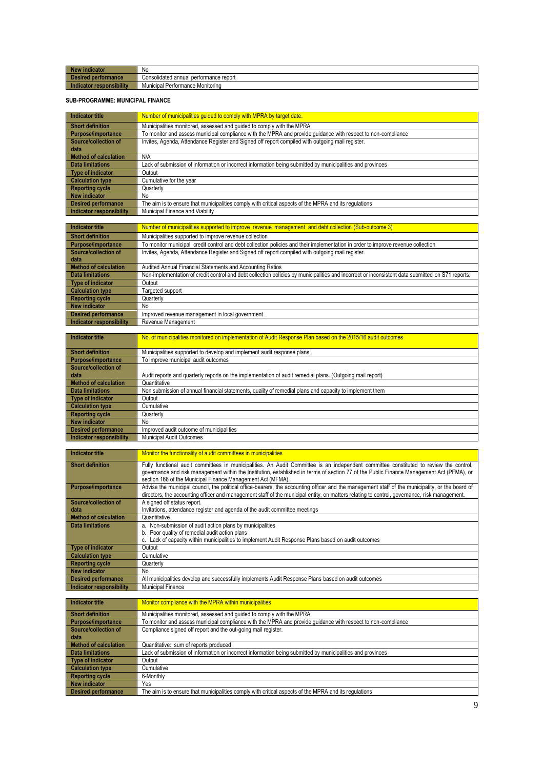| New indicator | No |
|---|---|
| Desired performance | Consolidated annual performance report |
| Indicator responsibility | Municipal Performance Monitoring |

**SUB-PROGRAMME: MUNICIPAL FINANCE**

| Indicator title | Number of municipalities guided to comply with MPRA by target date. |
|---|---|
| Short definition | Municipalities monitored, assessed and guided to comply with the MPRA |
| Purpose/importance | To monitor and assess municipal compliance with the MPRA and provide guidance with respect to non-compliance |
| Source/collection of data | Invites, Agenda, Attendance Register and Signed off report compiled with outgoing mail register. |
| Method of calculation | N/A |
| Data limitations | Lack of submission of information or incorrect information being submitted by municipalities and provinces |
| Type of indicator | Output |
| Calculation type | Cumulative for the year |
| Reporting cycle | Quarterly |
| New indicator | No |
| Desired performance | The aim is to ensure that municipalities comply with critical aspects of the MPRA and its regulations |
| Indicator responsibility | Municipal Finance and Viability |

| Indicator title | Number of municipalities supported to improve revenue management and debt collection (Sub-outcome 3) |
|---|---|
| Short definition | Municipalities supported to improve revenue collection |
| Purpose/importance | To monitor municipal credit control and debt collection policies and their implementation in order to improve revenue collection |
| Source/collection of data | Invites, Agenda, Attendance Register and Signed off report compiled with outgoing mail register. |
| Method of calculation | Audited Annual Financial Statements and Accounting Ratios |
| Data limitations | Non-implementation of credit control and debt collection policies by municipalities and incorrect or inconsistent data submitted on S71 reports. |
| Type of indicator | Output |
| Calculation type | Targeted support |
| Reporting cycle | Quarterly |
| New indicator | No |
| Desired performance | Improved revenue management in local government |
| Indicator responsibility | Revenue Management |

| Indicator title | No. of municipalities monitored on implementation of Audit Response Plan based on the 2015/16 audit outcomes |
|---|---|
| Short definition | Municipalities supported to develop and implement audit response plans |
| Purpose/importance | To improve municipal audit outcomes |
| Source/collection of data | Audit reports and quarterly reports on the implementation of audit remedial plans. (Outgoing mail report) |
| Method of calculation | Quantitative |
| Data limitations | Non submission of annual financial statements, quality of remedial plans and capacity to implement them |
| Type of indicator | Output |
| Calculation type | Cumulative |
| Reporting cycle | Quarterly |
| New indicator | No |
| Desired performance | Improved audit outcome of municipalities |
| Indicator responsibility | Municipal Audit Outcomes |

| Indicator title | Monitor the functionality of audit committees in municipalities |
|---|---|
| Short definition | Fully functional audit committees in municipalities. An Audit Committee is an independent committee constituted to review the control, governance and risk management within the Institution, established in terms of section 77 of the Public Finance Management Act (PFMA), or section 166 of the Municipal Finance Management Act (MFMA). |
| Purpose/importance | Advise the municipal council, the political office-bearers, the accounting officer and the management staff of the municipality, or the board of directors, the accounting officer and management staff of the municipal entity, on matters relating to control, governance, risk management. |
| Source/collection of data | A signed off status report.<br>Invitations, attendance register and agenda of the audit committee meetings |
| Method of calculation | Quantitative |
| Data limitations | a. Non-submission of audit action plans by municipalities<br>b. Poor quality of remedial audit action plans<br>c. Lack of capacity within municipalities to implement Audit Response Plans based on audit outcomes |
| Type of indicator | Output |
| Calculation type | Cumulative |
| Reporting cycle | Quarterly |
| New indicator | No |
| Desired performance | All municipalities develop and successfully implements Audit Response Plans based on audit outcomes |
| Indicator responsibility | Municipal Finance |

| Indicator title | Monitor compliance with the MPRA within municipalities |
|---|---|
| Short definition | Municipalities monitored, assessed and guided to comply with the MPRA |
| Purpose/importance | To monitor and assess municipal compliance with the MPRA and provide guidance with respect to non-compliance |
| Source/collection of data | Compliance signed off report and the out-going mail register. |
| Method of calculation | Quantitative: sum of reports produced |
| Data limitations | Lack of submission of information or incorrect information being submitted by municipalities and provinces |
| Type of indicator | Output |
| Calculation type | Cumulative |
| Reporting cycle | 6-Monthly |
| New indicator | Yes |
| Desired performance | The aim is to ensure that municipalities comply with critical aspects of the MPRA and its regulations |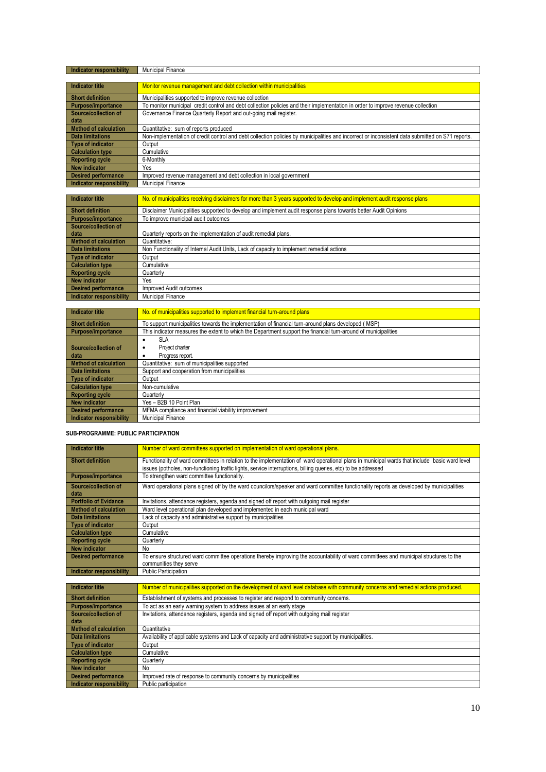| Indicator responsibility | Municipal Finance |
|---|---|

| Indicator title | Monitor revenue management and debt collection within municipalities |
|---|---|
| Short definition | Municipalities supported to improve revenue collection |
| Purpose/importance | To monitor municipal credit control and debt collection policies and their implementation in order to improve revenue collection |
| Source/collection of data | Governance Finance Quarterly Report and out-going mail register. |
| Method of calculation | Quantitative: sum of reports produced |
| Data limitations | Non-implementation of credit control and debt collection policies by municipalities and incorrect or inconsistent data submitted on S71 reports. |
| Type of indicator | Output |
| Calculation type | Cumulative |
| Reporting cycle | 6-Monthly |
| New indicator | Yes |
| Desired performance | Improved revenue management and debt collection in local government |
| Indicator responsibility | Municipal Finance |

| Indicator title | No. of municipalities receiving disclaimers for more than 3 years supported to develop and implement audit response plans |
|---|---|
| Short definition | Disclaimer Municipalities supported to develop and implement audit response plans towards better Audit Opinions |
| Purpose/importance | To improve municipal audit outcomes |
| Source/collection of data | Quarterly reports on the implementation of audit remedial plans. |
| Method of calculation | Quantitative: |
| Data limitations | Non Functionality of Internal Audit Units, Lack of capacity to implement remedial actions |
| Type of indicator | Output |
| Calculation type | Cumulative |
| Reporting cycle | Quarterly |
| New indicator | Yes |
| Desired performance | Improved Audit outcomes |
| Indicator responsibility | Municipal Finance |

| Indicator title | No. of municipalities supported to implement financial turn-around plans |
|---|---|
| Short definition | To support municipalities towards the implementation of financial turn-around plans developed ( MSP) |
| Purpose/importance | This indicator measures the extent to which the Department support the financial turn-around of municipalities |
| Source/collection of data | • SLA<br>• Project charter<br>• Progress report. |
| Method of calculation | Quantitative: sum of municipalities supported |
| Data limitations | Support and cooperation from municipalities |
| Type of indicator | Output |
| Calculation type | Non-cumulative |
| Reporting cycle | Quarterly |
| New indicator | Yes – B2B 10 Point Plan |
| Desired performance | MFMA compliance and financial viability improvement |
| Indicator responsibility | Municipal Finance |

**SUB-PROGRAMME: PUBLIC PARTICIPATION**

| Indicator title | Number of ward committees supported on implementation of ward operational plans. |
|---|---|
| Short definition | Functionality of ward committees in relation to the implementation of ward operational plans in municipal wards that include basic ward level issues (potholes, non-functioning traffic lights, service interruptions, billing queries, etc) to be addressed |
| Purpose/importance | To strengthen ward committee functionality. |
| Source/collection of data | Ward operational plans signed off by the ward councilors/speaker and ward committee functionality reports as developed by municipalities |
| Portfolio of Evidance | Invitations, attendance registers, agenda and signed off report with outgoing mail register |
| Method of calculation | Ward level operational plan developed and implemented in each municipal ward |
| Data limitations | Lack of capacity and administrative support by municipalities |
| Type of indicator | Output |
| Calculation type | Cumulative |
| Reporting cycle | Quarterly |
| New indicator | No |
| Desired performance | To ensure structured ward committee operations thereby improving the accountability of ward committees and municipal structures to the communities they serve |
| Indicator responsibility | Public Participation |

| Indicator title | Number of municipalities supported on the development of ward level database with community concerns and remedial actions produced. |
|---|---|
| Short definition | Establishment of systems and processes to register and respond to community concerns. |
| Purpose/importance | To act as an early warning system to address issues at an early stage |
| Source/collection of data | Invitations, attendance registers, agenda and signed off report with outgoing mail register |
| Method of calculation | Quantitative |
| Data limitations | Availability of applicable systems and Lack of capacity and administrative support by municipalities. |
| Type of indicator | Output |
| Calculation type | Cumulative |
| Reporting cycle | Quarterly |
| New indicator | No |
| Desired performance | Improved rate of response to community concerns by municipalities |
| Indicator responsibility | Public participation |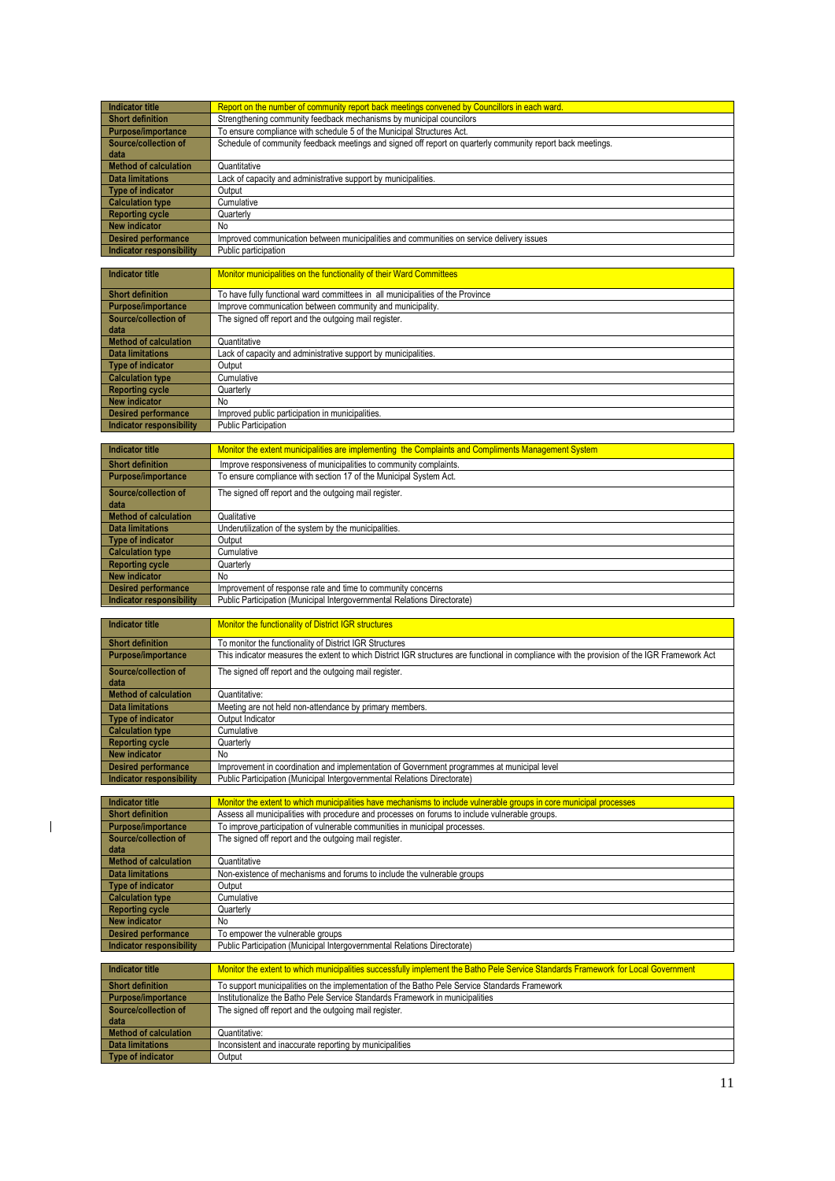| Indicator title | Report on the number of community report back meetings convened by Councillors in each ward. |
|---|---|
| Short definition | Strengthening community feedback mechanisms by municipal councilors |
| Purpose/importance | To ensure compliance with schedule 5 of the Municipal Structures Act. |
| Source/collection of data | Schedule of community feedback meetings and signed off report on quarterly community report back meetings. |
| Method of calculation | Quantitative |
| Data limitations | Lack of capacity and administrative support by municipalities. |
| Type of indicator | Output |
| Calculation type | Cumulative |
| Reporting cycle | Quarterly |
| New indicator | No |
| Desired performance | Improved communication between municipalities and communities on service delivery issues |
| Indicator responsibility | Public participation |

| Indicator title | Monitor municipalities on the functionality of their Ward Committees |
|---|---|
| Short definition | To have fully functional ward committees in all municipalities of the Province |
| Purpose/importance | Improve communication between community and municipality. |
| Source/collection of data | The signed off report and the outgoing mail register. |
| Method of calculation | Quantitative |
| Data limitations | Lack of capacity and administrative support by municipalities. |
| Type of indicator | Output |
| Calculation type | Cumulative |
| Reporting cycle | Quarterly |
| New indicator | No |
| Desired performance | Improved public participation in municipalities. |
| Indicator responsibility | Public Participation |

| Indicator title | Monitor the extent municipalities are implementing the Complaints and Compliments Management System |
|---|---|
| Short definition | Improve responsiveness of municipalities to community complaints. |
| Purpose/importance | To ensure compliance with section 17 of the Municipal System Act. |
| Source/collection of data | The signed off report and the outgoing mail register. |
| Method of calculation | Qualitative |
| Data limitations | Underutilization of the system by the municipalities. |
| Type of indicator | Output |
| Calculation type | Cumulative |
| Reporting cycle | Quarterly |
| New indicator | No |
| Desired performance | Improvement of response rate and time to community concerns |
| Indicator responsibility | Public Participation (Municipal Intergovernmental Relations Directorate) |

| Indicator title | Monitor the functionality of District IGR structures |
|---|---|
| Short definition | To monitor the functionality of District IGR Structures |
| Purpose/importance | This indicator measures the extent to which District IGR structures are functional in compliance with the provision of the IGR Framework Act |
| Source/collection of data | The signed off report and the outgoing mail register. |
| Method of calculation | Quantitative: |
| Data limitations | Meeting are not held non-attendance by primary members. |
| Type of indicator | Output Indicator |
| Calculation type | Cumulative |
| Reporting cycle | Quarterly |
| New indicator | No |
| Desired performance | Improvement in coordination and implementation of Government programmes at municipal level |
| Indicator responsibility | Public Participation (Municipal Intergovernmental Relations Directorate) |

| Indicator title | Monitor the extent to which municipalities have mechanisms to include vulnerable groups in core municipal processes |
|---|---|
| Short definition | Assess all municipalities with procedure and processes on forums to include vulnerable groups. |
| Purpose/importance | To improve participation of vulnerable communities in municipal processes. |
| Source/collection of data | The signed off report and the outgoing mail register. |
| Method of calculation | Quantitative |
| Data limitations | Non-existence of mechanisms and forums to include the vulnerable groups |
| Type of indicator | Output |
| Calculation type | Cumulative |
| Reporting cycle | Quarterly |
| New indicator | No |
| Desired performance | To empower the vulnerable groups |
| Indicator responsibility | Public Participation (Municipal Intergovernmental Relations Directorate) |

| Indicator title | Monitor the extent to which municipalities successfully implement the Batho Pele Service Standards Framework for Local Government |
|---|---|
| Short definition | To support municipalities on the implementation of the Batho Pele Service Standards Framework |
| Purpose/importance | Institutionalize the Batho Pele Service Standards Framework in municipalities |
| Source/collection of data | The signed off report and the outgoing mail register. |
| Method of calculation | Quantitative: |
| Data limitations | Inconsistent and inaccurate reporting by municipalities |
| Type of indicator | Output |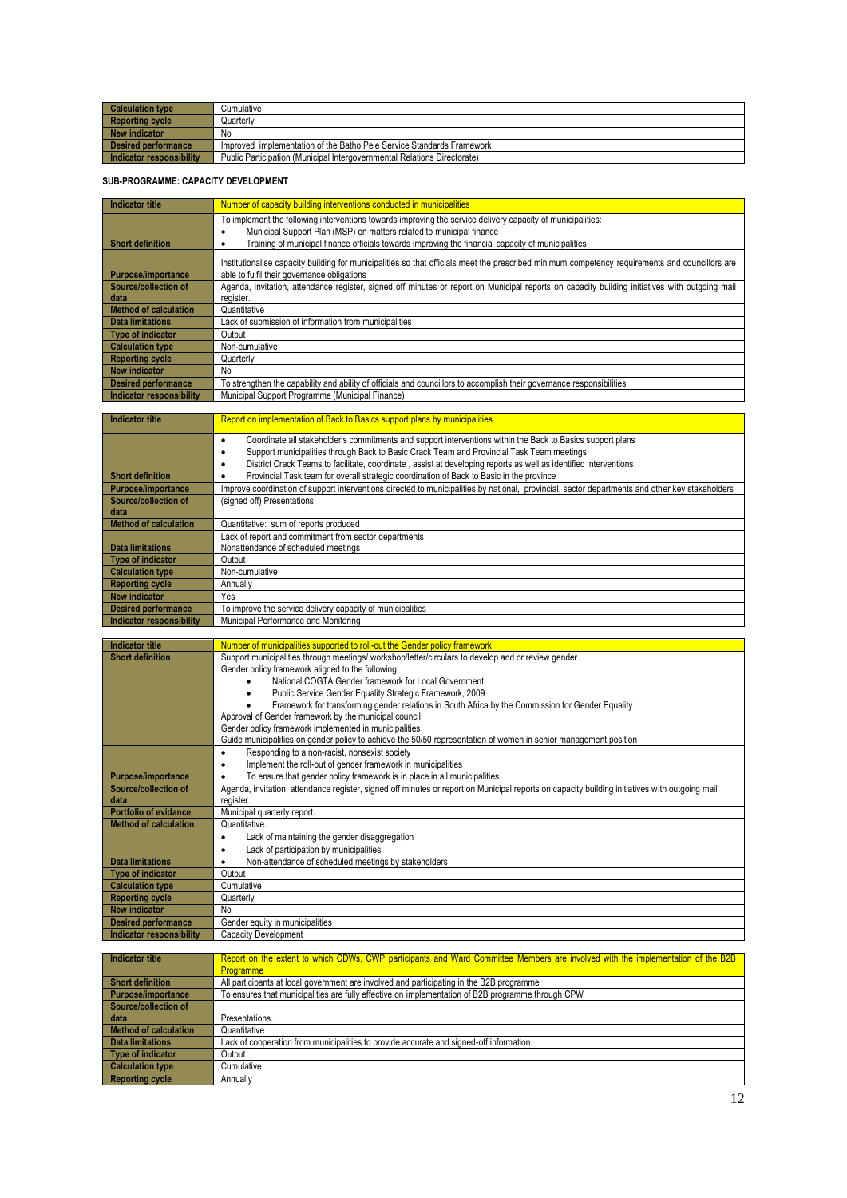| | |
|---|---|
| Calculation type | Cumulative |
| Reporting cycle | Quarterly |
| New indicator | No |
| Desired performance | Improved implementation of the Batho Pele Service Standards Framework |
| Indicator responsibility | Public Participation (Municipal Intergovernmental Relations Directorate) |

**SUB-PROGRAMME: CAPACITY DEVELOPMENT**

| Indicator title | Number of capacity building interventions conducted in municipalities |
|---|---|
| Short definition | To implement the following interventions towards improving the service delivery capacity of municipalities:<br>• Municipal Support Plan (MSP) on matters related to municipal finance<br>• Training of municipal finance officials towards improving the financial capacity of municipalities |
| Purpose/importance | Institutionalise capacity building for municipalities so that officials meet the prescribed minimum competency requirements and councillors are able to fulfil their governance obligations |
| Source/collection of data | Agenda, invitation, attendance register, signed off minutes or report on Municipal reports on capacity building initiatives with outgoing mail register. |
| Method of calculation | Quantitative |
| Data limitations | Lack of submission of information from municipalities |
| Type of indicator | Output |
| Calculation type | Non-cumulative |
| Reporting cycle | Quarterly |
| New indicator | No |
| Desired performance | To strengthen the capability and ability of officials and councillors to accomplish their governance responsibilities |
| Indicator responsibility | Municipal Support Programme (Municipal Finance) |

| Indicator title | Report on implementation of Back to Basics support plans by municipalities |
|---|---|
| Short definition | • Coordinate all stakeholder's commitments and support interventions within the Back to Basics support plans<br>• Support municipalities through Back to Basic Crack Team and Provincial Task Team meetings<br>• District Crack Teams to facilitate, coordinate , assist at developing reports as well as identified interventions<br>• Provincial Task team for overall strategic coordination of Back to Basic in the province |
| Purpose/importance | Improve coordination of support interventions directed to municipalities by national, provincial, sector departments and other key stakeholders |
| Source/collection of data | (signed off) Presentations |
| Method of calculation | Quantitative: sum of reports produced |
| Data limitations | Lack of report and commitment from sector departments<br>Nonattendance of scheduled meetings |
| Type of indicator | Output |
| Calculation type | Non-cumulative |
| Reporting cycle | Annually |
| New indicator | Yes |
| Desired performance | To improve the service delivery capacity of municipalities |
| Indicator responsibility | Municipal Performance and Monitoring |

| Indicator title | Number of municipalities supported to roll-out the Gender policy framework |
|---|---|
| Short definition | Support municipalities through meetings/ workshop/letter/circulars to develop and or review gender<br>Gender policy framework aligned to the following:<br>• National COGTA Gender framework for Local Government<br>• Public Service Gender Equality Strategic Framework, 2009<br>• Framework for transforming gender relations in South Africa by the Commission for Gender Equality<br>Approval of Gender framework by the municipal council<br>Gender policy framework implemented in municipalities<br>Guide municipalities on gender policy to achieve the 50/50 representation of women in senior management position |
| Purpose/importance | • Responding to a non-racist, nonsexist society<br>• Implement the roll-out of gender framework in municipalities<br>• To ensure that gender policy framework is in place in all municipalities |
| Source/collection of data | Agenda, invitation, attendance register, signed off minutes or report on Municipal reports on capacity building initiatives with outgoing mail register. |
| Portfolio of evidance | Municipal quarterly report. |
| Method of calculation | Quantitative. |
| Data limitations | • Lack of maintaining the gender disaggregation<br>• Lack of participation by municipalities<br>• Non-attendance of scheduled meetings by stakeholders |
| Type of indicator | Output |
| Calculation type | Cumulative |
| Reporting cycle | Quarterly |
| New indicator | No |
| Desired performance | Gender equity in municipalities |
| Indicator responsibility | Capacity Development |

| Indicator title | Report on the extent to which CDWs, CWP participants and Ward Committee Members are involved with the implementation of the B2B Programme |
|---|---|
| Short definition | All participants at local government are involved and participating in the B2B programme |
| Purpose/importance | To ensures that municipalities are fully effective on implementation of B2B programme through CPW |
| Source/collection of data | Presentations. |
| Method of calculation | Quantitative |
| Data limitations | Lack of cooperation from municipalities to provide accurate and signed-off information |
| Type of indicator | Output |
| Calculation type | Cumulative |
| Reporting cycle | Annually |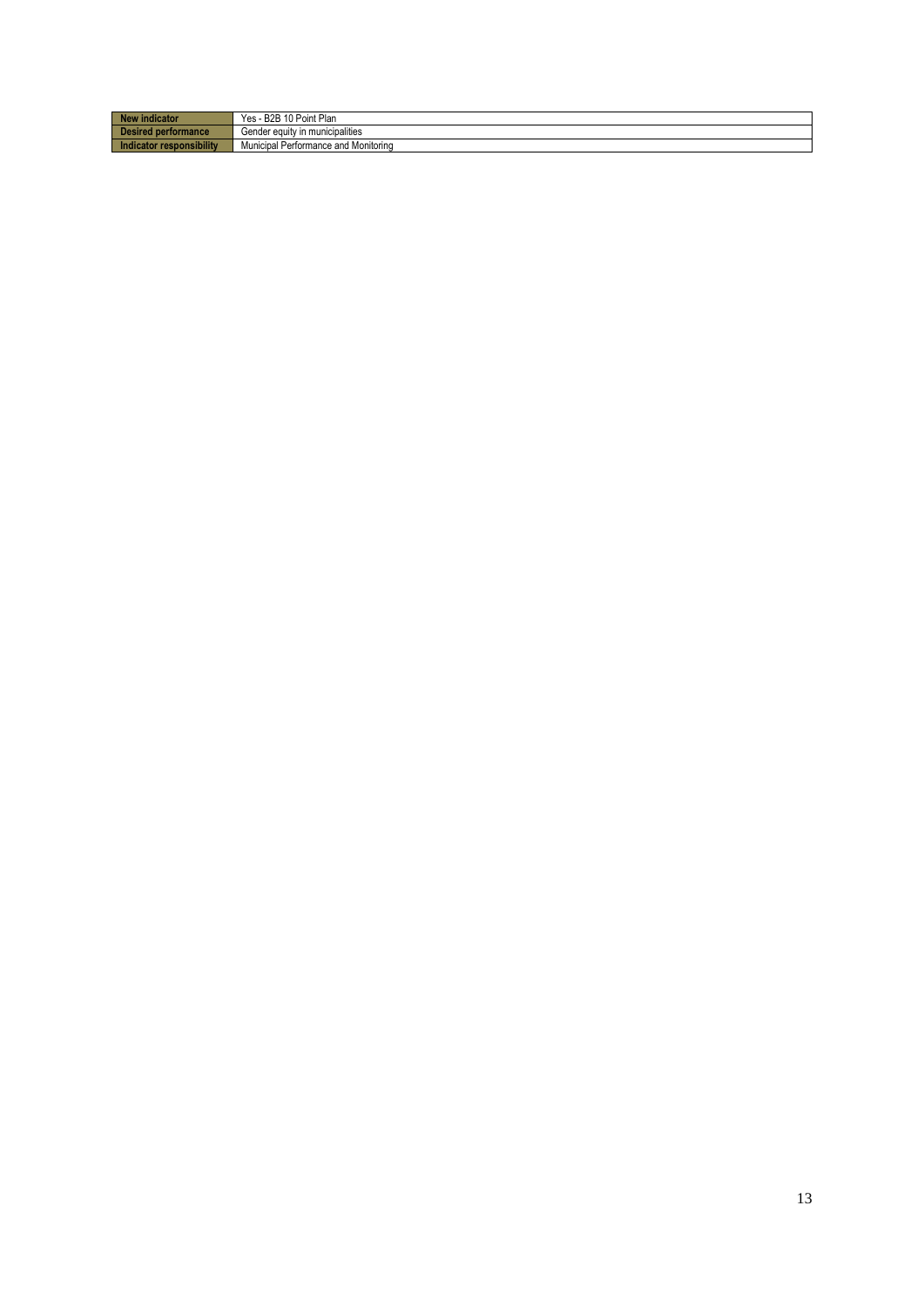| New indicator | Yes - B2B 10 Point Plan |
| --- | --- |
| Desired performance | Gender equity in municipalities |
| Indicator responsibility | Municipal Performance and Monitoring |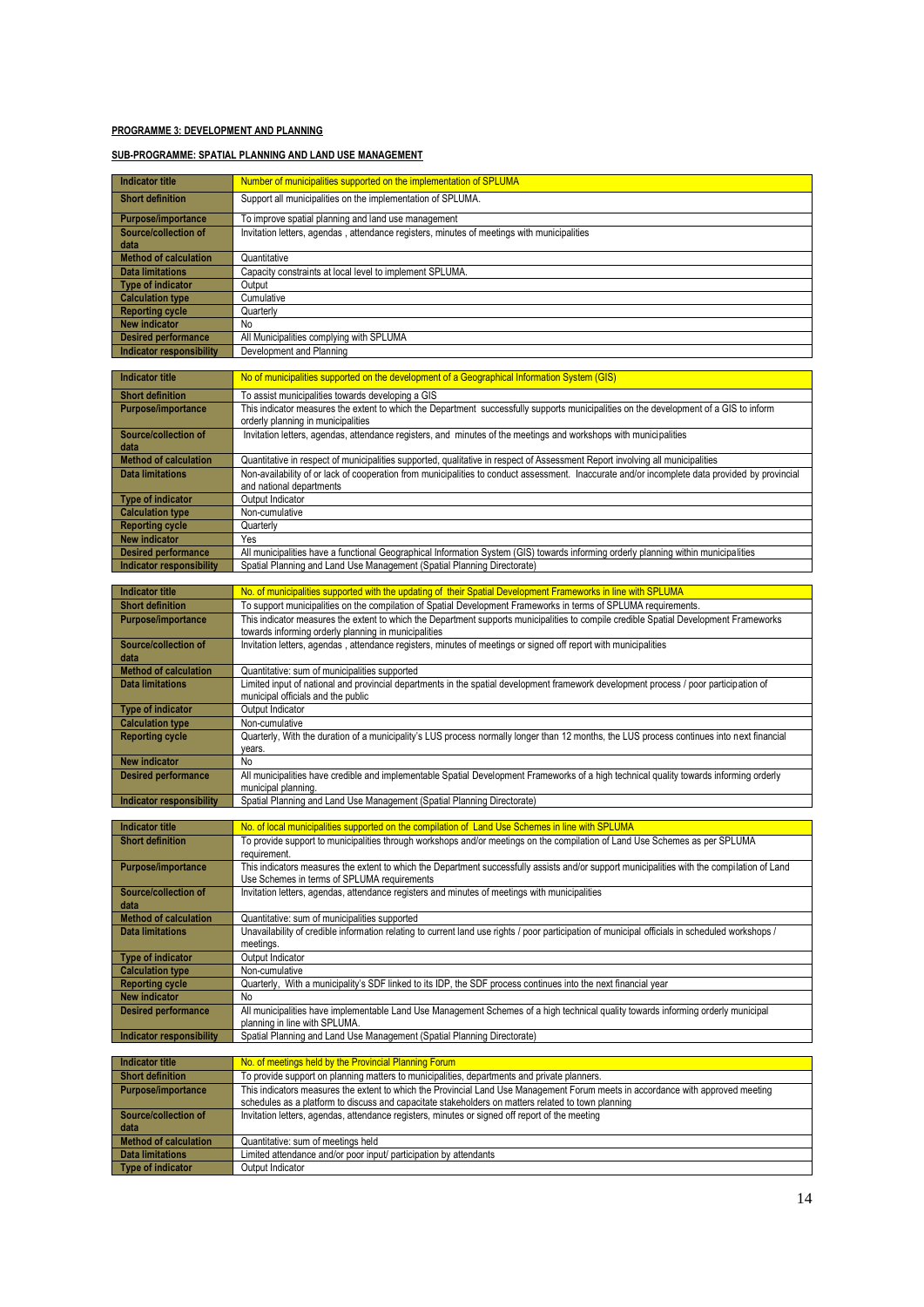**PROGRAMME 3: DEVELOPMENT AND PLANNING**

**SUB-PROGRAMME: SPATIAL PLANNING AND LAND USE MANAGEMENT**

| Indicator title | Number of municipalities supported on the implementation of SPLUMA |
|---|---|
| Short definition | Support all municipalities on the implementation of SPLUMA. |
| Purpose/importance | To improve spatial planning and land use management |
| Source/collection of data | Invitation letters, agendas , attendance registers, minutes of meetings with municipalities |
| Method of calculation | Quantitative |
| Data limitations | Capacity constraints at local level to implement SPLUMA. |
| Type of indicator | Output |
| Calculation type | Cumulative |
| Reporting cycle | Quarterly |
| New indicator | No |
| Desired performance | All Municipalities complying with SPLUMA |
| Indicator responsibility | Development and Planning |

| Indicator title | No of municipalities supported on the development of a Geographical Information System (GIS) |
|---|---|
| Short definition | To assist municipalities towards developing a GIS |
| Purpose/importance | This indicator measures the extent to which the Department successfully supports municipalities on the development of a GIS to inform orderly planning in municipalities |
| Source/collection of data | Invitation letters, agendas, attendance registers, and minutes of the meetings and workshops with municipalities |
| Method of calculation | Quantitative in respect of municipalities supported, qualitative in respect of Assessment Report involving all municipalities |
| Data limitations | Non-availability of or lack of cooperation from municipalities to conduct assessment. Inaccurate and/or incomplete data provided by provincial and national departments |
| Type of indicator | Output Indicator |
| Calculation type | Non-cumulative |
| Reporting cycle | Quarterly |
| New indicator | Yes |
| Desired performance | All municipalities have a functional Geographical Information System (GIS) towards informing orderly planning within municipalities |
| Indicator responsibility | Spatial Planning and Land Use Management (Spatial Planning Directorate) |

| Indicator title | No. of municipalities supported with the updating of their Spatial Development Frameworks in line with SPLUMA |
|---|---|
| Short definition | To support municipalities on the compilation of Spatial Development Frameworks in terms of SPLUMA requirements. |
| Purpose/importance | This indicator measures the extent to which the Department supports municipalities to compile credible Spatial Development Frameworks towards informing orderly planning in municipalities |
| Source/collection of data | Invitation letters, agendas , attendance registers, minutes of meetings or signed off report with municipalities |
| Method of calculation | Quantitative: sum of municipalities supported |
| Data limitations | Limited input of national and provincial departments in the spatial development framework development process / poor participation of municipal officials and the public |
| Type of indicator | Output Indicator |
| Calculation type | Non-cumulative |
| Reporting cycle | Quarterly, With the duration of a municipality's LUS process normally longer than 12 months, the LUS process continues into next financial years. |
| New indicator | No |
| Desired performance | All municipalities have credible and implementable Spatial Development Frameworks of a high technical quality towards informing orderly municipal planning. |
| Indicator responsibility | Spatial Planning and Land Use Management (Spatial Planning Directorate) |

| Indicator title | No. of local municipalities supported on the compilation of Land Use Schemes in line with SPLUMA |
|---|---|
| Short definition | To provide support to municipalities through workshops and/or meetings on the compilation of Land Use Schemes as per SPLUMA requirement. |
| Purpose/importance | This indicators measures the extent to which the Department successfully assists and/or support municipalities with the compilation of Land Use Schemes in terms of SPLUMA requirements |
| Source/collection of data | Invitation letters, agendas, attendance registers and minutes of meetings with municipalities |
| Method of calculation | Quantitative: sum of municipalities supported |
| Data limitations | Unavailability of credible information relating to current land use rights / poor participation of municipal officials in scheduled workshops / meetings. |
| Type of indicator | Output Indicator |
| Calculation type | Non-cumulative |
| Reporting cycle | Quarterly, With a municipality's SDF linked to its IDP, the SDF process continues into the next financial year |
| New indicator | No |
| Desired performance | All municipalities have implementable Land Use Management Schemes of a high technical quality towards informing orderly municipal planning in line with SPLUMA. |
| Indicator responsibility | Spatial Planning and Land Use Management (Spatial Planning Directorate) |

| Indicator title | No. of meetings held by the Provincial Planning Forum |
|---|---|
| Short definition | To provide support on planning matters to municipalities, departments and private planners. |
| Purpose/importance | This indicators measures the extent to which the Provincial Land Use Management Forum meets in accordance with approved meeting schedules as a platform to discuss and capacitate stakeholders on matters related to town planning |
| Source/collection of data | Invitation letters, agendas, attendance registers, minutes or signed off report of the meeting |
| Method of calculation | Quantitative: sum of meetings held |
| Data limitations | Limited attendance and/or poor input/ participation by attendants |
| Type of indicator | Output Indicator |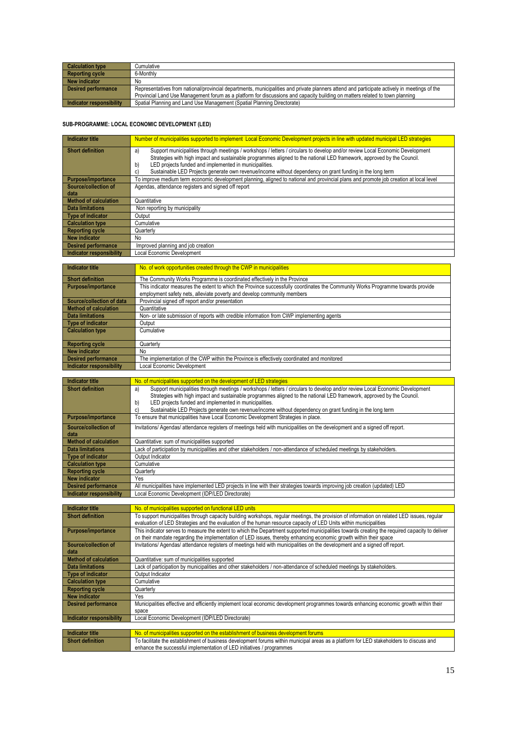| | |
|---|---|
| **Calculation type** | Cumulative |
| **Reporting cycle** | 6-Monthly |
| **New indicator** | No |
| **Desired performance** | Representatives from national/provincial departments, municipalities and private planners attend and participate actively in meetings of the Provincial Land Use Management forum as a platform for discussions and capacity building on matters related to town planning |
| **Indicator responsibility** | Spatial Planning and Land Use Management (Spatial Planning Directorate) |

**SUB-PROGRAMME: LOCAL ECONOMIC DEVELOPMENT (LED)**

| | |
|---|---|
| **Indicator title** | Number of municipalities supported to implement Local Economic Development projects in line with updated municipal LED strategies |
| **Short definition** | a) Support municipalities through meetings / workshops / letters / circulars to develop and/or review Local Economic Development Strategies with high impact and sustainable programmes aligned to the national LED framework, approved by the Council.<br>b) LED projects funded and implemented in municipalities.<br>c) Sustainable LED Projects generate own revenue/income without dependency on grant funding in the long term |
| **Purpose/importance** | To improve medium term economic development planning, aligned to national and provincial plans and promote job creation at local level |
| **Source/collection of data** | Agendas, attendance registers and signed off report |
| **Method of calculation** | Quantitative |
| **Data limitations** | Non reporting by municipality |
| **Type of indicator** | Output |
| **Calculation type** | Cumulative |
| **Reporting cycle** | Quarterly |
| **New indicator** | No |
| **Desired performance** | Improved planning and job creation |
| **Indicator responsibility** | Local Economic Development |

| | |
|---|---|
| **Indicator title** | No. of work opportunities created through the CWP in municipalities |
| **Short definition** | The Community Works Programme is coordinated effectively in the Province |
| **Purpose/importance** | This indicator measures the extent to which the Province successfully coordinates the Community Works Programme towards provide employment safety nets, alleviate poverty and develop community members |
| **Source/collection of data** | Provincial signed off report and/or presentation |
| **Method of calculation** | Quantitative |
| **Data limitations** | Non- or late submission of reports with credible information from CWP implementing agents |
| **Type of indicator** | Output |
| **Calculation type** | Cumulative |
| **Reporting cycle** | Quarterly |
| **New indicator** | No |
| **Desired performance** | The implementation of the CWP within the Province is effectively coordinated and monitored |
| **Indicator responsibility** | Local Economic Development |

| | |
|---|---|
| **Indicator title** | No. of municipalities supported on the development of LED strategies |
| **Short definition** | a) Support municipalities through meetings / workshops / letters / circulars to develop and/or review Local Economic Development Strategies with high impact and sustainable programmes aligned to the national LED framework, approved by the Council.<br>b) LED projects funded and implemented in municipalities.<br>c) Sustainable LED Projects generate own revenue/income without dependency on grant funding in the long term |
| **Purpose/importance** | To ensure that municipalities have Local Economic Development Strategies in place. |
| **Source/collection of data** | Invitations/ Agendas/ attendance registers of meetings held with municipalities on the development and a signed off report. |
| **Method of calculation** | Quantitative: sum of municipalities supported |
| **Data limitations** | Lack of participation by municipalities and other stakeholders / non-attendance of scheduled meetings by stakeholders. |
| **Type of indicator** | Output Indicator |
| **Calculation type** | Cumulative |
| **Reporting cycle** | Quarterly |
| **New indicator** | Yes |
| **Desired performance** | All municipalities have implemented LED projects in line with their strategies towards improving job creation (updated) LED |
| **Indicator responsibility** | Local Economic Development (IDP/LED Directorate) |

| | |
|---|---|
| **Indicator title** | No. of municipalities supported on functional LED units |
| **Short definition** | To support municipalities through capacity building workshops, regular meetings, the provision of information on related LED issues, regular evaluation of LED Strategies and the evaluation of the human resource capacity of LED Units within municipalities |
| **Purpose/importance** | This indicator serves to measure the extent to which the Department supported municipalities towards creating the required capacity to deliver on their mandate regarding the implementation of LED issues, thereby enhancing economic growth within their space |
| **Source/collection of data** | Invitations/ Agendas/ attendance registers of meetings held with municipalities on the development and a signed off report. |
| **Method of calculation** | Quantitative: sum of municipalities supported |
| **Data limitations** | Lack of participation by municipalities and other stakeholders / non-attendance of scheduled meetings by stakeholders. |
| **Type of indicator** | Output Indicator |
| **Calculation type** | Cumulative |
| **Reporting cycle** | Quarterly |
| **New indicator** | Yes |
| **Desired performance** | Municipalities effective and efficiently implement local economic development programmes towards enhancing economic growth within their space |
| **Indicator responsibility** | Local Economic Development (IDP/LED Directorate) |

| | |
|---|---|
| **Indicator title** | No. of municipalities supported on the establishment of business development forums |
| **Short definition** | To facilitate the establishment of business development forums within municipal areas as a platform for LED stakeholders to discuss and enhance the successful implementation of LED initiatives / programmes |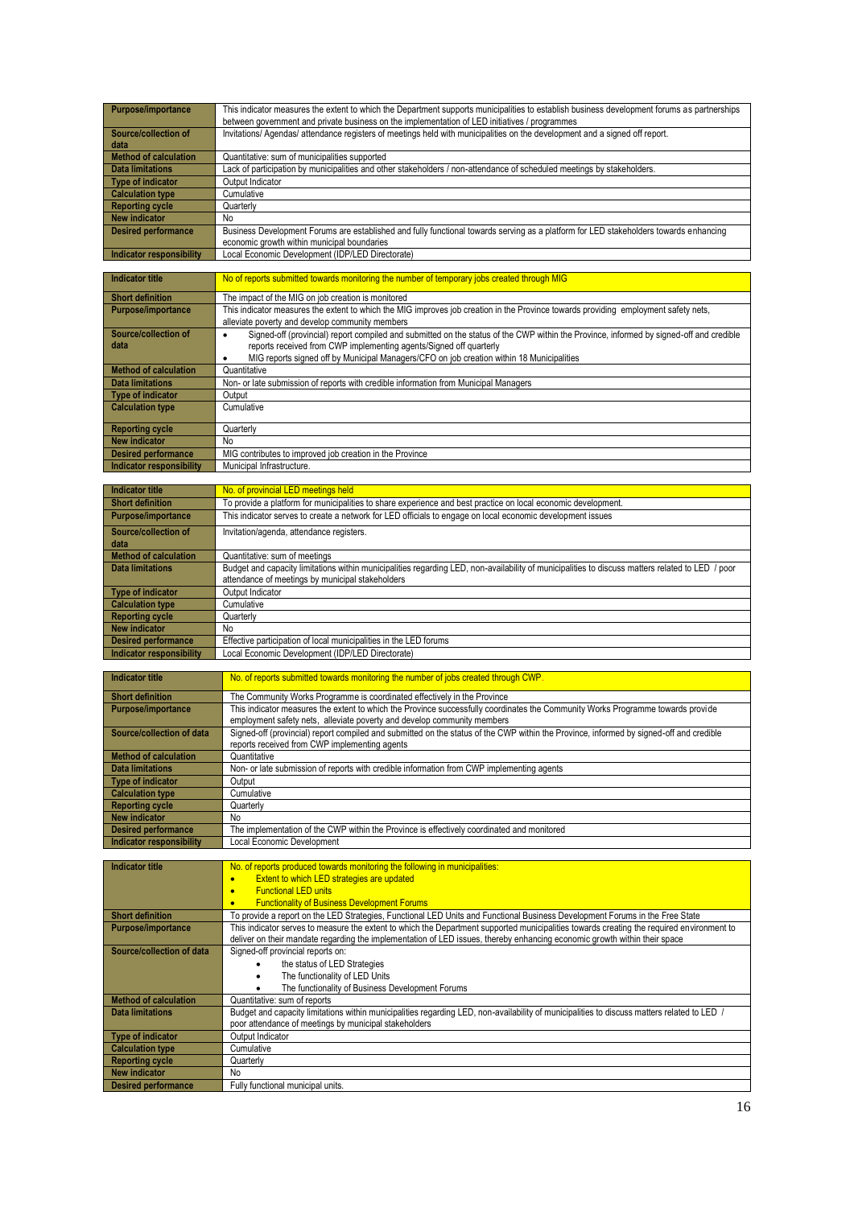| | |
|---|---|
| **Purpose/importance** | This indicator measures the extent to which the Department supports municipalities to establish business development forums as partnerships between government and private business on the implementation of LED initiatives / programmes |
| **Source/collection of data** | Invitations/ Agendas/ attendance registers of meetings held with municipalities on the development and a signed off report. |
| **Method of calculation** | Quantitative: sum of municipalities supported |
| **Data limitations** | Lack of participation by municipalities and other stakeholders / non-attendance of scheduled meetings by stakeholders. |
| **Type of indicator** | Output Indicator |
| **Calculation type** | Cumulative |
| **Reporting cycle** | Quarterly |
| **New indicator** | No |
| **Desired performance** | Business Development Forums are established and fully functional towards serving as a platform for LED stakeholders towards enhancing economic growth within municipal boundaries |
| **Indicator responsibility** | Local Economic Development (IDP/LED Directorate) |

| | |
|---|---|
| **Indicator title** | No of reports submitted towards monitoring the number of temporary jobs created through MIG |
| **Short definition** | The impact of the MIG on job creation is monitored |
| **Purpose/importance** | This indicator measures the extent to which the MIG improves job creation in the Province towards providing employment safety nets, alleviate poverty and develop community members |
| **Source/collection of data** | • Signed-off (provincial) report compiled and submitted on the status of the CWP within the Province, informed by signed-off and credible reports received from CWP implementing agents/Signed off quarterly<br>• MIG reports signed off by Municipal Managers/CFO on job creation within 18 Municipalities |
| **Method of calculation** | Quantitative |
| **Data limitations** | Non- or late submission of reports with credible information from Municipal Managers |
| **Type of indicator** | Output |
| **Calculation type** | Cumulative |
| **Reporting cycle** | Quarterly |
| **New indicator** | No |
| **Desired performance** | MIG contributes to improved job creation in the Province |
| **Indicator responsibility** | Municipal Infrastructure. |

| | |
|---|---|
| **Indicator title** | No. of provincial LED meetings held |
| **Short definition** | To provide a platform for municipalities to share experience and best practice on local economic development. |
| **Purpose/importance** | This indicator serves to create a network for LED officials to engage on local economic development issues |
| **Source/collection of data** | Invitation/agenda, attendance registers. |
| **Method of calculation** | Quantitative: sum of meetings |
| **Data limitations** | Budget and capacity limitations within municipalities regarding LED, non-availability of municipalities to discuss matters related to LED / poor attendance of meetings by municipal stakeholders |
| **Type of indicator** | Output Indicator |
| **Calculation type** | Cumulative |
| **Reporting cycle** | Quarterly |
| **New indicator** | No |
| **Desired performance** | Effective participation of local municipalities in the LED forums |
| **Indicator responsibility** | Local Economic Development (IDP/LED Directorate) |

| | |
|---|---|
| **Indicator title** | No. of reports submitted towards monitoring the number of jobs created through CWP. |
| **Short definition** | The Community Works Programme is coordinated effectively in the Province |
| **Purpose/importance** | This indicator measures the extent to which the Province successfully coordinates the Community Works Programme towards provide employment safety nets, alleviate poverty and develop community members |
| **Source/collection of data** | Signed-off (provincial) report compiled and submitted on the status of the CWP within the Province, informed by signed-off and credible reports received from CWP implementing agents |
| **Method of calculation** | Quantitative |
| **Data limitations** | Non- or late submission of reports with credible information from CWP implementing agents |
| **Type of indicator** | Output |
| **Calculation type** | Cumulative |
| **Reporting cycle** | Quarterly |
| **New indicator** | No |
| **Desired performance** | The implementation of the CWP within the Province is effectively coordinated and monitored |
| **Indicator responsibility** | Local Economic Development |

| | |
|---|---|
| **Indicator title** | No. of reports produced towards monitoring the following in municipalities:<br>• Extent to which LED strategies are updated<br>• Functional LED units<br>• Functionality of Business Development Forums |
| **Short definition** | To provide a report on the LED Strategies, Functional LED Units and Functional Business Development Forums in the Free State |
| **Purpose/importance** | This indicator serves to measure the extent to which the Department supported municipalities towards creating the required environment to deliver on their mandate regarding the implementation of LED issues, thereby enhancing economic growth within their space |
| **Source/collection of data** | Signed-off provincial reports on:<br>• the status of LED Strategies<br>• The functionality of LED Units<br>• The functionality of Business Development Forums |
| **Method of calculation** | Quantitative: sum of reports |
| **Data limitations** | Budget and capacity limitations within municipalities regarding LED, non-availability of municipalities to discuss matters related to LED / poor attendance of meetings by municipal stakeholders |
| **Type of indicator** | Output Indicator |
| **Calculation type** | Cumulative |
| **Reporting cycle** | Quarterly |
| **New indicator** | No |
| **Desired performance** | Fully functional municipal units. |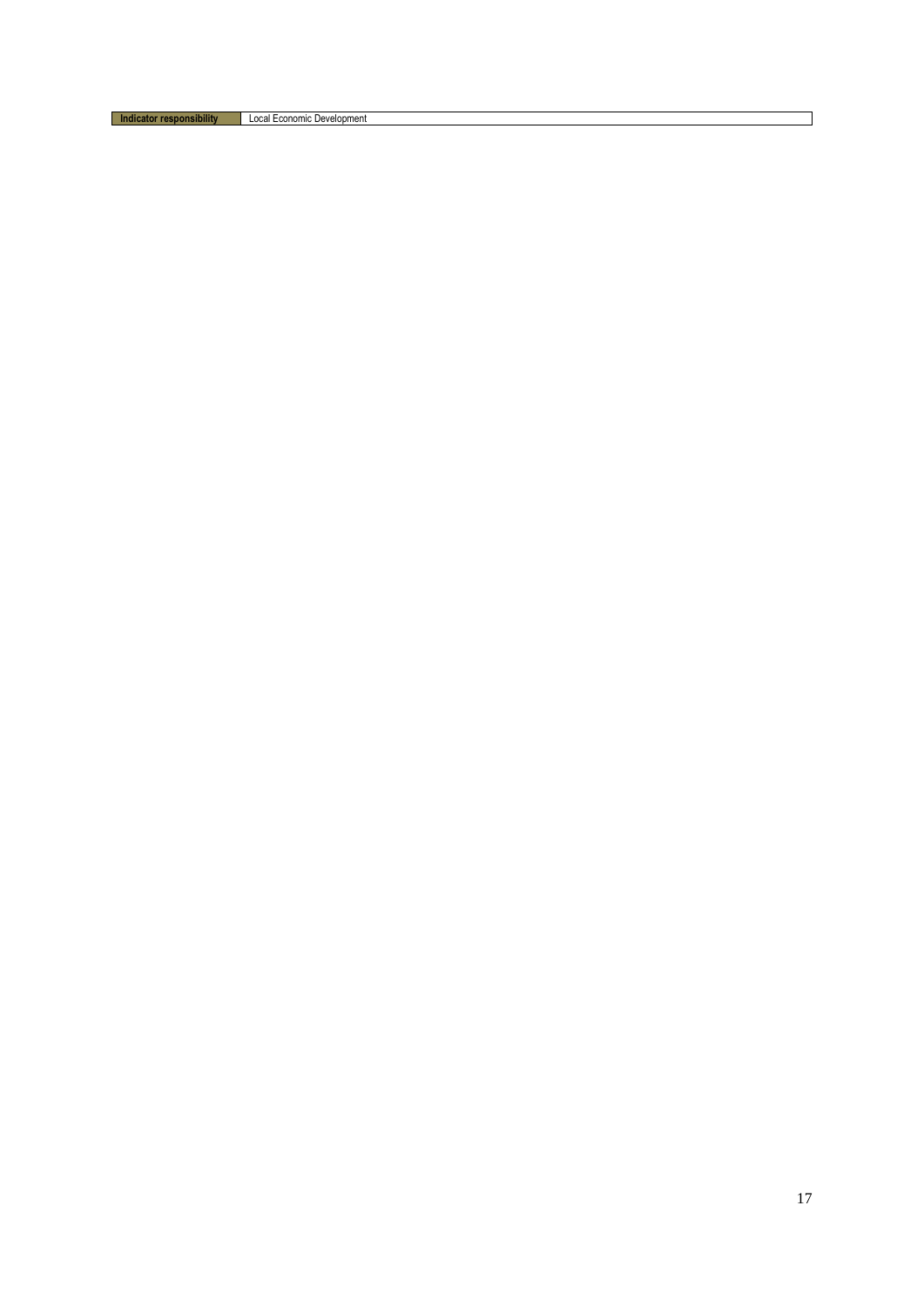| Indicator responsibility | Local Economic Development |
| --- | --- |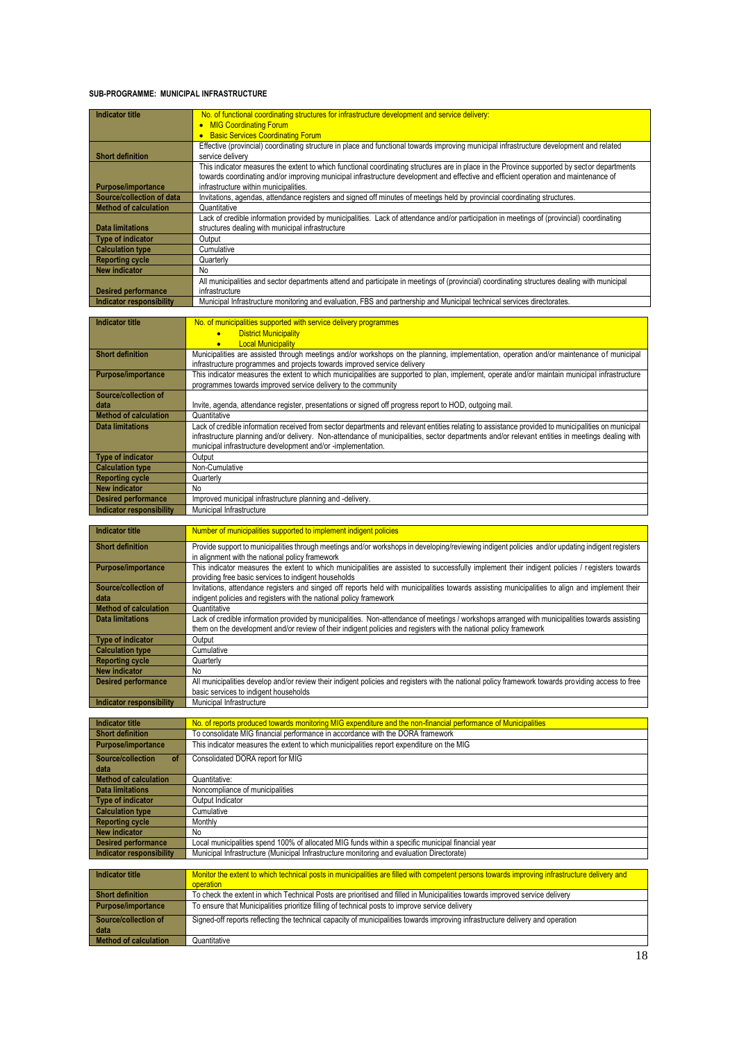**SUB-PROGRAMME: MUNICIPAL INFRASTRUCTURE**

| Indicator title | No. of functional coordinating structures for infrastructure development and service delivery:<br>• MIG Coordinating Forum<br>• Basic Services Coordinating Forum |
|---|---|
| Short definition | Effective (provincial) coordinating structure in place and functional towards improving municipal infrastructure development and related service delivery |
| Purpose/importance | This indicator measures the extent to which functional coordinating structures are in place in the Province supported by sector departments towards coordinating and/or improving municipal infrastructure development and effective and efficient operation and maintenance of infrastructure within municipalities. |
| Source/collection of data | Invitations, agendas, attendance registers and signed off minutes of meetings held by provincial coordinating structures. |
| Method of calculation | Quantitative |
| Data limitations | Lack of credible information provided by municipalities. Lack of attendance and/or participation in meetings of (provincial) coordinating structures dealing with municipal infrastructure |
| Type of indicator | Output |
| Calculation type | Cumulative |
| Reporting cycle | Quarterly |
| New indicator | No |
| Desired performance | All municipalities and sector departments attend and participate in meetings of (provincial) coordinating structures dealing with municipal infrastructure |
| Indicator responsibility | Municipal Infrastructure monitoring and evaluation, FBS and partnership and Municipal technical services directorates. |

| Indicator title | No. of municipalities supported with service delivery programmes<br>• District Municipality<br>• Local Municipality |
|---|---|
| Short definition | Municipalities are assisted through meetings and/or workshops on the planning, implementation, operation and/or maintenance of municipal infrastructure programmes and projects towards improved service delivery |
| Purpose/importance | This indicator measures the extent to which municipalities are supported to plan, implement, operate and/or maintain municipal infrastructure programmes towards improved service delivery to the community |
| Source/collection of data | Invite, agenda, attendance register, presentations or signed off progress report to HOD, outgoing mail. |
| Method of calculation | Quantitative |
| Data limitations | Lack of credible information received from sector departments and relevant entities relating to assistance provided to municipalities on municipal infrastructure planning and/or delivery. Non-attendance of municipalities, sector departments and/or relevant entities in meetings dealing with municipal infrastructure development and/or -implementation. |
| Type of indicator | Output |
| Calculation type | Non-Cumulative |
| Reporting cycle | Quarterly |
| New indicator | No |
| Desired performance | Improved municipal infrastructure planning and -delivery. |
| Indicator responsibility | Municipal Infrastructure |

| Indicator title | Number of municipalities supported to implement indigent policies |
|---|---|
| Short definition | Provide support to municipalities through meetings and/or workshops in developing/reviewing indigent policies and/or updating indigent registers in alignment with the national policy framework |
| Purpose/importance | This indicator measures the extent to which municipalities are assisted to successfully implement their indigent policies / registers towards providing free basic services to indigent households |
| Source/collection of data | Invitations, attendance registers and singed off reports held with municipalities towards assisting municipalities to align and implement their indigent policies and registers with the national policy framework |
| Method of calculation | Quantitative |
| Data limitations | Lack of credible information provided by municipalities. Non-attendance of meetings / workshops arranged with municipalities towards assisting them on the development and/or review of their indigent policies and registers with the national policy framework |
| Type of indicator | Output |
| Calculation type | Cumulative |
| Reporting cycle | Quarterly |
| New indicator | No |
| Desired performance | All municipalities develop and/or review their indigent policies and registers with the national policy framework towards providing access to free basic services to indigent households |
| Indicator responsibility | Municipal Infrastructure |

| Indicator title | No. of reports produced towards monitoring MIG expenditure and the non-financial performance of Municipalities |
|---|---|
| Short definition | To consolidate MIG financial performance in accordance with the DORA framework |
| Purpose/importance | This indicator measures the extent to which municipalities report expenditure on the MIG |
| Source/collection of data | Consolidated DORA report for MIG |
| Method of calculation | Quantitative: |
| Data limitations | Noncompliance of municipalities |
| Type of indicator | Output Indicator |
| Calculation type | Cumulative |
| Reporting cycle | Monthly |
| New indicator | No |
| Desired performance | Local municipalities spend 100% of allocated MIG funds within a specific municipal financial year |
| Indicator responsibility | Municipal Infrastructure (Municipal Infrastructure monitoring and evaluation Directorate) |

| Indicator title | Monitor the extent to which technical posts in municipalities are filled with competent persons towards improving infrastructure delivery and operation |
|---|---|
| Short definition | To check the extent in which Technical Posts are prioritised and filled in Municipalities towards improved service delivery |
| Purpose/importance | To ensure that Municipalities prioritize filling of technical posts to improve service delivery |
| Source/collection of data | Signed-off reports reflecting the technical capacity of municipalities towards improving infrastructure delivery and operation |
| Method of calculation | Quantitative |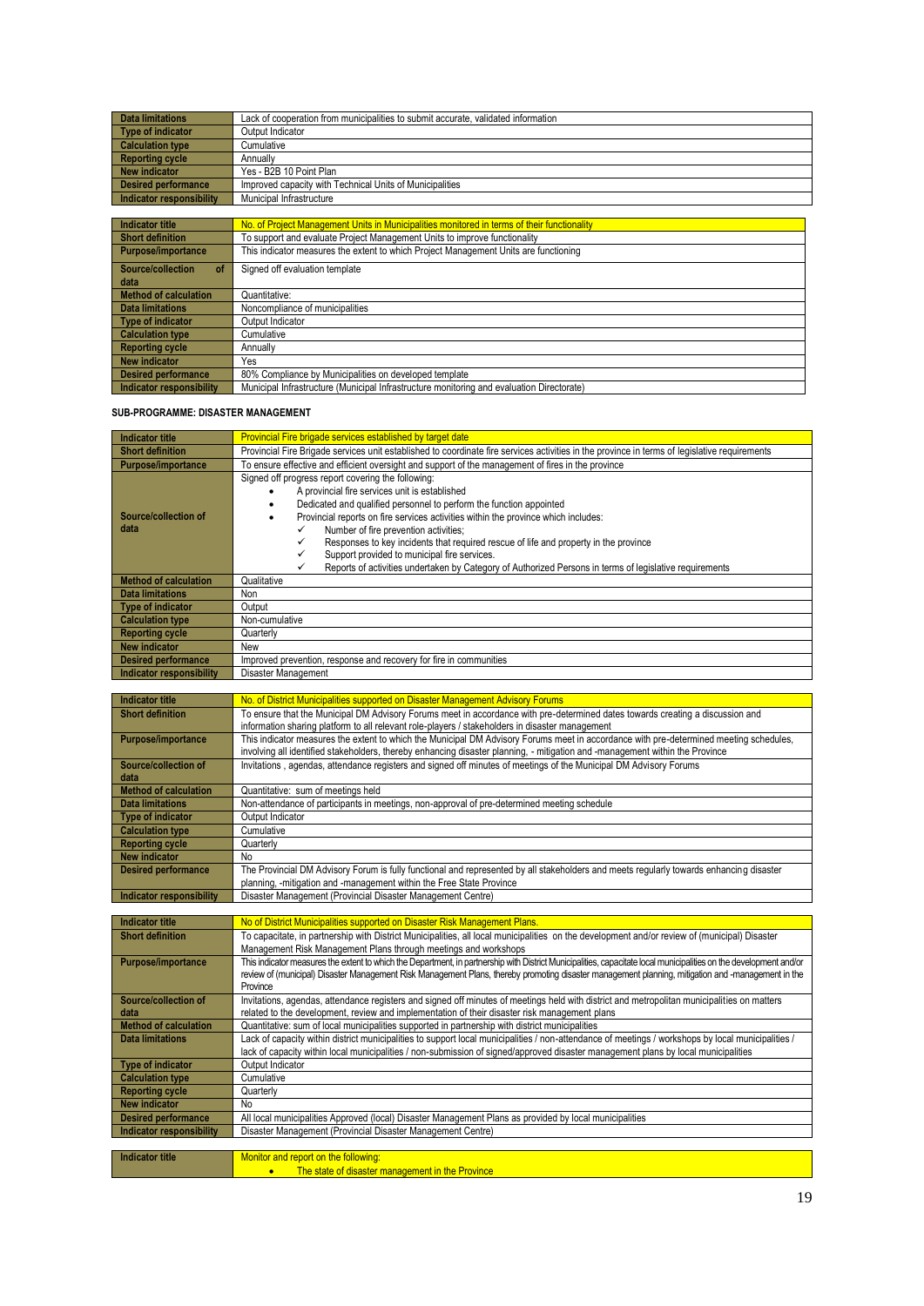| | |
|---|---|
| **Data limitations** | Lack of cooperation from municipalities to submit accurate, validated information |
| **Type of indicator** | Output Indicator |
| **Calculation type** | Cumulative |
| **Reporting cycle** | Annually |
| **New indicator** | Yes - B2B 10 Point Plan |
| **Desired performance** | Improved capacity with Technical Units of Municipalities |
| **Indicator responsibility** | Municipal Infrastructure |

| | |
|---|---|
| **Indicator title** | No. of Project Management Units in Municipalities monitored in terms of their functionality |
| **Short definition** | To support and evaluate Project Management Units to improve functionality |
| **Purpose/importance** | This indicator measures the extent to which Project Management Units are functioning |
| **Source/collection of data** | Signed off evaluation template |
| **Method of calculation** | Quantitative: |
| **Data limitations** | Noncompliance of municipalities |
| **Type of indicator** | Output Indicator |
| **Calculation type** | Cumulative |
| **Reporting cycle** | Annually |
| **New indicator** | Yes |
| **Desired performance** | 80% Compliance by Municipalities on developed template |
| **Indicator responsibility** | Municipal Infrastructure (Municipal Infrastructure monitoring and evaluation Directorate) |

**SUB-PROGRAMME: DISASTER MANAGEMENT**

| | |
|---|---|
| **Indicator title** | Provincial Fire brigade services established by target date |
| **Short definition** | Provincial Fire Brigade services unit established to coordinate fire services activities in the province in terms of legislative requirements |
| **Purpose/importance** | To ensure effective and efficient oversight and support of the management of fires in the province |
| **Source/collection of data** | Signed off progress report covering the following: <br>• A provincial fire services unit is established <br>• Dedicated and qualified personnel to perform the function appointed <br>• Provincial reports on fire services activities within the province which includes: <br>✓ Number of fire prevention activities; <br>✓ Responses to key incidents that required rescue of life and property in the province <br>✓ Support provided to municipal fire services. <br>✓ Reports of activities undertaken by Category of Authorized Persons in terms of legislative requirements |
| **Method of calculation** | Qualitative |
| **Data limitations** | Non |
| **Type of indicator** | Output |
| **Calculation type** | Non-cumulative |
| **Reporting cycle** | Quarterly |
| **New indicator** | New |
| **Desired performance** | Improved prevention, response and recovery for fire in communities |
| **Indicator responsibility** | Disaster Management |

| | |
|---|---|
| **Indicator title** | No. of District Municipalities supported on Disaster Management Advisory Forums |
| **Short definition** | To ensure that the Municipal DM Advisory Forums meet in accordance with pre-determined dates towards creating a discussion and information sharing platform to all relevant role-players / stakeholders in disaster management |
| **Purpose/importance** | This indicator measures the extent to which the Municipal DM Advisory Forums meet in accordance with pre-determined meeting schedules, involving all identified stakeholders, thereby enhancing disaster planning, - mitigation and -management within the Province |
| **Source/collection of data** | Invitations , agendas, attendance registers and signed off minutes of meetings of the Municipal DM Advisory Forums |
| **Method of calculation** | Quantitative: sum of meetings held |
| **Data limitations** | Non-attendance of participants in meetings, non-approval of pre-determined meeting schedule |
| **Type of indicator** | Output Indicator |
| **Calculation type** | Cumulative |
| **Reporting cycle** | Quarterly |
| **New indicator** | No |
| **Desired performance** | The Provincial DM Advisory Forum is fully functional and represented by all stakeholders and meets regularly towards enhancing disaster planning, -mitigation and -management within the Free State Province |
| **Indicator responsibility** | Disaster Management (Provincial Disaster Management Centre) |

| | |
|---|---|
| **Indicator title** | No of District Municipalities supported on Disaster Risk Management Plans. |
| **Short definition** | To capacitate, in partnership with District Municipalities, all local municipalities on the development and/or review of (municipal) Disaster Management Risk Management Plans through meetings and workshops |
| **Purpose/importance** | This indicator measures the extent to which the Department, in partnership with District Municipalities, capacitate local municipalities on the development and/or review of (municipal) Disaster Management Risk Management Plans, thereby promoting disaster management planning, mitigation and -management in the Province |
| **Source/collection of data** | Invitations, agendas, attendance registers and signed off minutes of meetings held with district and metropolitan municipalities on matters related to the development, review and implementation of their disaster risk management plans |
| **Method of calculation** | Quantitative: sum of local municipalities supported in partnership with district municipalities |
| **Data limitations** | Lack of capacity within district municipalities to support local municipalities / non-attendance of meetings / workshops by local municipalities / lack of capacity within local municipalities / non-submission of signed/approved disaster management plans by local municipalities |
| **Type of indicator** | Output Indicator |
| **Calculation type** | Cumulative |
| **Reporting cycle** | Quarterly |
| **New indicator** | No |
| **Desired performance** | All local municipalities Approved (local) Disaster Management Plans as provided by local municipalities |
| **Indicator responsibility** | Disaster Management (Provincial Disaster Management Centre) |

| | |
|---|---|
| **Indicator title** | Monitor and report on the following: <br>• The state of disaster management in the Province |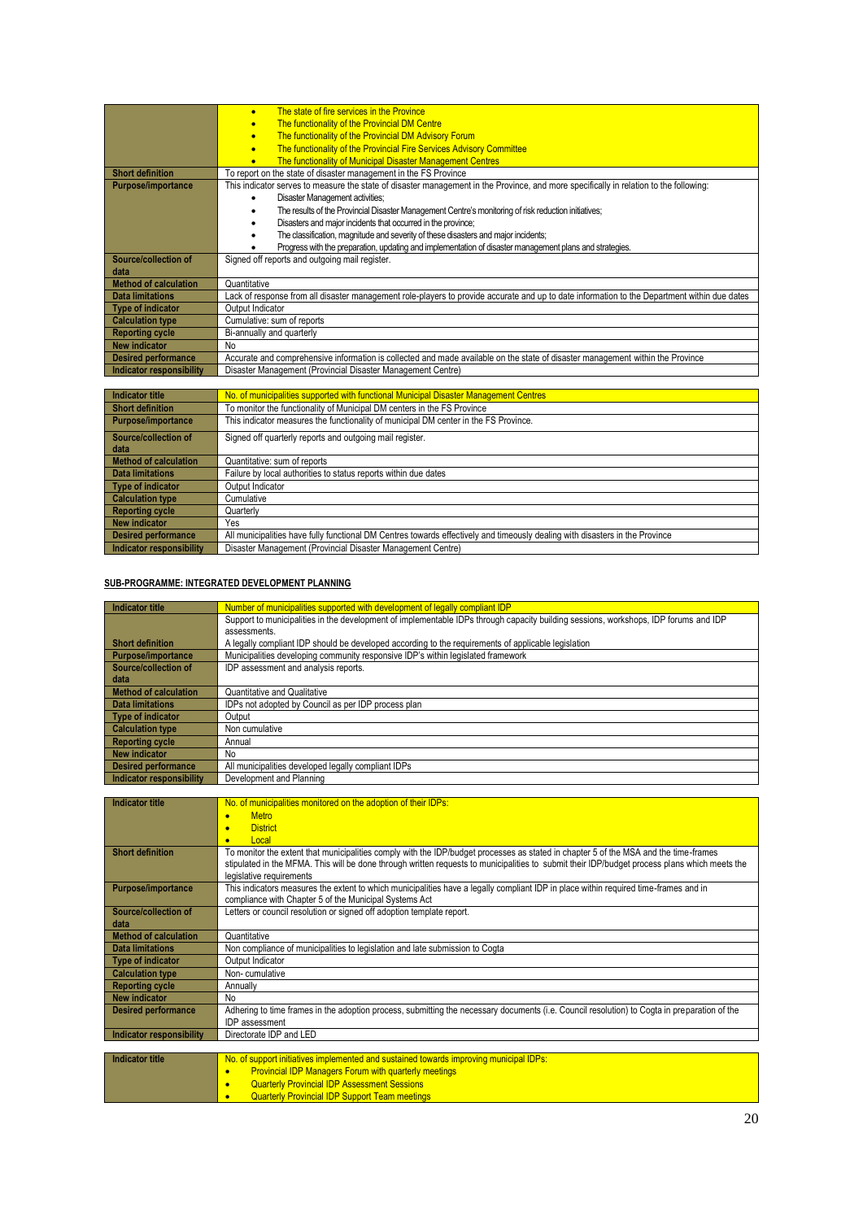| | |
|---|---|
| | • The state of fire services in the Province<br>• The functionality of the Provincial DM Centre<br>• The functionality of the Provincial DM Advisory Forum<br>• The functionality of the Provincial Fire Services Advisory Committee<br>• The functionality of Municipal Disaster Management Centres |
| **Short definition** | To report on the state of disaster management in the FS Province |
| **Purpose/importance** | This indicator serves to measure the state of disaster management in the Province, and more specifically in relation to the following:<br>• Disaster Management activities;<br>• The results of the Provincial Disaster Management Centre's monitoring of risk reduction initiatives;<br>• Disasters and major incidents that occurred in the province;<br>• The classification, magnitude and severity of these disasters and major incidents;<br>• Progress with the preparation, updating and implementation of disaster management plans and strategies. |
| **Source/collection of data** | Signed off reports and outgoing mail register. |
| **Method of calculation** | Quantitative |
| **Data limitations** | Lack of response from all disaster management role-players to provide accurate and up to date information to the Department within due dates |
| **Type of indicator** | Output Indicator |
| **Calculation type** | Cumulative: sum of reports |
| **Reporting cycle** | Bi-annually and quarterly |
| **New indicator** | No |
| **Desired performance** | Accurate and comprehensive information is collected and made available on the state of disaster management within the Province |
| **Indicator responsibility** | Disaster Management (Provincial Disaster Management Centre) |

| | |
|---|---|
| **Indicator title** | No. of municipalities supported with functional Municipal Disaster Management Centres |
| **Short definition** | To monitor the functionality of Municipal DM centers in the FS Province |
| **Purpose/importance** | This indicator measures the functionality of municipal DM center in the FS Province. |
| **Source/collection of data** | Signed off quarterly reports and outgoing mail register. |
| **Method of calculation** | Quantitative: sum of reports |
| **Data limitations** | Failure by local authorities to status reports within due dates |
| **Type of indicator** | Output Indicator |
| **Calculation type** | Cumulative |
| **Reporting cycle** | Quarterly |
| **New indicator** | Yes |
| **Desired performance** | All municipalities have fully functional DM Centres towards effectively and timeously dealing with disasters in the Province |
| **Indicator responsibility** | Disaster Management (Provincial Disaster Management Centre) |

**SUB-PROGRAMME: INTEGRATED DEVELOPMENT PLANNING**

| | |
|---|---|
| **Indicator title** | Number of municipalities supported with development of legally compliant IDP |
| **Short definition** | Support to municipalities in the development of implementable IDPs through capacity building sessions, workshops, IDP forums and IDP assessments.<br>A legally compliant IDP should be developed according to the requirements of applicable legislation |
| **Purpose/importance** | Municipalities developing community responsive IDP's within legislated framework |
| **Source/collection of data** | IDP assessment and analysis reports. |
| **Method of calculation** | Quantitative and Qualitative |
| **Data limitations** | IDPs not adopted by Council as per IDP process plan |
| **Type of indicator** | Output |
| **Calculation type** | Non cumulative |
| **Reporting cycle** | Annual |
| **New indicator** | No |
| **Desired performance** | All municipalities developed legally compliant IDPs |
| **Indicator responsibility** | Development and Planning |

| | |
|---|---|
| **Indicator title** | No. of municipalities monitored on the adoption of their IDPs:<br>• Metro<br>• District<br>• Local |
| **Short definition** | To monitor the extent that municipalities comply with the IDP/budget processes as stated in chapter 5 of the MSA and the time-frames stipulated in the MFMA. This will be done through written requests to municipalities to submit their IDP/budget process plans which meets the legislative requirements |
| **Purpose/importance** | This indicators measures the extent to which municipalities have a legally compliant IDP in place within required time-frames and in compliance with Chapter 5 of the Municipal Systems Act |
| **Source/collection of data** | Letters or council resolution or signed off adoption template report. |
| **Method of calculation** | Quantitative |
| **Data limitations** | Non compliance of municipalities to legislation and late submission to Cogta |
| **Type of indicator** | Output Indicator |
| **Calculation type** | Non- cumulative |
| **Reporting cycle** | Annually |
| **New indicator** | No |
| **Desired performance** | Adhering to time frames in the adoption process, submitting the necessary documents (i.e. Council resolution) to Cogta in preparation of the IDP assessment |
| **Indicator responsibility** | Directorate IDP and LED |

| | |
|---|---|
| **Indicator title** | No. of support initiatives implemented and sustained towards improving municipal IDPs:<br>• Provincial IDP Managers Forum with quarterly meetings<br>• Quarterly Provincial IDP Assessment Sessions<br>• Quarterly Provincial IDP Support Team meetings |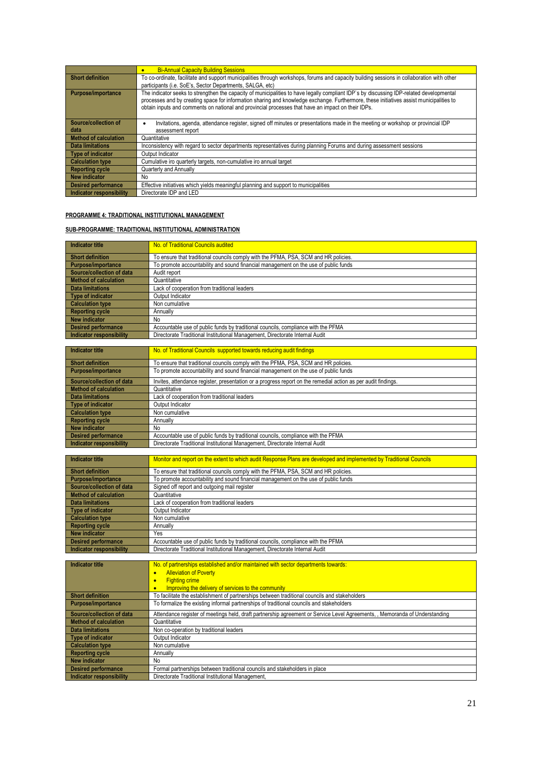| | • Bi-Annual Capacity Building Sessions |
|---|---|
| **Short definition** | To co-ordinate, facilitate and support municipalities through workshops, forums and capacity building sessions in collaboration with other participants (i.e. SoE's, Sector Departments, SALGA, etc) |
| **Purpose/importance** | The indicator seeks to strengthen the capacity of municipalities to have legally compliant IDP`s by discussing IDP-related developmental processes and by creating space for information sharing and knowledge exchange. Furthermore, these initiatives assist municipalities to obtain inputs and comments on national and provincial processes that have an impact on their IDPs. |
| **Source/collection of data** | • Invitations, agenda, attendance register, signed off minutes or presentations made in the meeting or workshop or provincial IDP assessment report |
| **Method of calculation** | Quantitative |
| **Data limitations** | Inconsistency with regard to sector departments representatives during planning Forums and during assessment sessions |
| **Type of indicator** | Output Indicator |
| **Calculation type** | Cumulative iro quarterly targets, non-cumulative iro annual target |
| **Reporting cycle** | Quarterly and Annually |
| **New indicator** | No |
| **Desired performance** | Effective initiatives which yields meaningful planning and support to municipalities |
| **Indicator responsibility** | Directorate IDP and LED |

**PROGRAMME 4: TRADITIONAL INSTITUTIONAL MANAGEMENT**

**SUB-PROGRAMME: TRADITIONAL INSTITUTIONAL ADMINISTRATION**

| **Indicator title** | No. of Traditional Councils audited |
|---|---|
| **Short definition** | To ensure that traditional councils comply with the PFMA, PSA, SCM and HR policies. |
| **Purpose/importance** | To promote accountability and sound financial management on the use of public funds |
| **Source/collection of data** | Audit report |
| **Method of calculation** | Quantitative |
| **Data limitations** | Lack of cooperation from traditional leaders |
| **Type of indicator** | Output Indicator |
| **Calculation type** | Non cumulative |
| **Reporting cycle** | Annually |
| **New indicator** | No |
| **Desired performance** | Accountable use of public funds by traditional councils, compliance with the PFMA |
| **Indicator responsibility** | Directorate Traditional Institutional Management, Directorate Internal Audit |

| **Indicator title** | No. of Traditional Councils supported towards reducing audit findings |
|---|---|
| **Short definition** | To ensure that traditional councils comply with the PFMA, PSA, SCM and HR policies. |
| **Purpose/importance** | To promote accountability and sound financial management on the use of public funds |
| **Source/collection of data** | Invites, attendance register, presentation or a progress report on the remedial action as per audit findings. |
| **Method of calculation** | Quantitative |
| **Data limitations** | Lack of cooperation from traditional leaders |
| **Type of indicator** | Output Indicator |
| **Calculation type** | Non cumulative |
| **Reporting cycle** | Annually |
| **New indicator** | No |
| **Desired performance** | Accountable use of public funds by traditional councils, compliance with the PFMA |
| **Indicator responsibility** | Directorate Traditional Institutional Management, Directorate Internal Audit |

| **Indicator title** | Monitor and report on the extent to which audit Response Plans are developed and implemented by Traditional Councils |
|---|---|
| **Short definition** | To ensure that traditional councils comply with the PFMA, PSA, SCM and HR policies. |
| **Purpose/importance** | To promote accountability and sound financial management on the use of public funds |
| **Source/collection of data** | Signed off report and outgoing mail register |
| **Method of calculation** | Quantitative |
| **Data limitations** | Lack of cooperation from traditional leaders |
| **Type of indicator** | Output Indicator |
| **Calculation type** | Non cumulative |
| **Reporting cycle** | Annually |
| **New indicator** | Yes |
| **Desired performance** | Accountable use of public funds by traditional councils, compliance with the PFMA |
| **Indicator responsibility** | Directorate Traditional Institutional Management, Directorate Internal Audit |

| **Indicator title** | No. of partnerships established and/or maintained with sector departments towards: • Alleviation of Poverty • Fighting crime • Improving the delivery of services to the community |
|---|---|
| **Short definition** | To facilitate the establishment of partnerships between traditional councils and stakeholders |
| **Purpose/importance** | To formalize the existing informal partnerships of traditional councils and stakeholders |
| **Source/collection of data** | Attendance register of meetings held, draft partnership agreement or Service Level Agreements, , Memoranda of Understanding |
| **Method of calculation** | Quantitative |
| **Data limitations** | Non co-operation by traditional leaders |
| **Type of indicator** | Output Indicator |
| **Calculation type** | Non cumulative |
| **Reporting cycle** | Annually |
| **New indicator** | No |
| **Desired performance** | Formal partnerships between traditional councils and stakeholders in place |
| **Indicator responsibility** | Directorate Traditional Institutional Management, |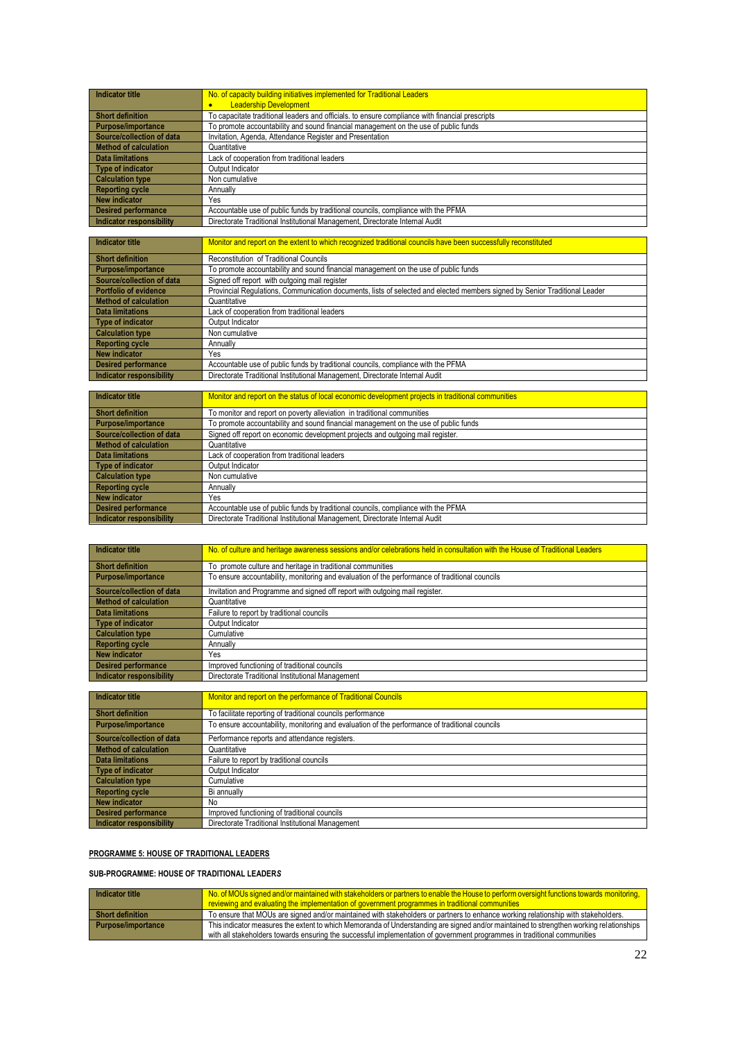| Indicator title | No. of capacity building initiatives implemented for Traditional Leaders<br>• Leadership Development |
|---|---|
| Short definition | To capacitate traditional leaders and officials. to ensure compliance with financial prescripts |
| Purpose/importance | To promote accountability and sound financial management on the use of public funds |
| Source/collection of data | Invitation, Agenda, Attendance Register and Presentation |
| Method of calculation | Quantitative |
| Data limitations | Lack of cooperation from traditional leaders |
| Type of indicator | Output Indicator |
| Calculation type | Non cumulative |
| Reporting cycle | Annually |
| New indicator | Yes |
| Desired performance | Accountable use of public funds by traditional councils, compliance with the PFMA |
| Indicator responsibility | Directorate Traditional Institutional Management, Directorate Internal Audit |

| Indicator title | Monitor and report on the extent to which recognized traditional councils have been successfully reconstituted |
|---|---|
| Short definition | Reconstitution of Traditional Councils |
| Purpose/importance | To promote accountability and sound financial management on the use of public funds |
| Source/collection of data | Signed off report with outgoing mail register |
| Portfolio of evidence | Provincial Regulations, Communication documents, lists of selected and elected members signed by Senior Traditional Leader |
| Method of calculation | Quantitative |
| Data limitations | Lack of cooperation from traditional leaders |
| Type of indicator | Output Indicator |
| Calculation type | Non cumulative |
| Reporting cycle | Annually |
| New indicator | Yes |
| Desired performance | Accountable use of public funds by traditional councils, compliance with the PFMA |
| Indicator responsibility | Directorate Traditional Institutional Management, Directorate Internal Audit |

| Indicator title | Monitor and report on the status of local economic development projects in traditional communities |
|---|---|
| Short definition | To monitor and report on poverty alleviation in traditional communities |
| Purpose/importance | To promote accountability and sound financial management on the use of public funds |
| Source/collection of data | Signed off report on economic development projects and outgoing mail register. |
| Method of calculation | Quantitative |
| Data limitations | Lack of cooperation from traditional leaders |
| Type of indicator | Output Indicator |
| Calculation type | Non cumulative |
| Reporting cycle | Annually |
| New indicator | Yes |
| Desired performance | Accountable use of public funds by traditional councils, compliance with the PFMA |
| Indicator responsibility | Directorate Traditional Institutional Management, Directorate Internal Audit |

| Indicator title | No. of culture and heritage awareness sessions and/or celebrations held in consultation with the House of Traditional Leaders |
|---|---|
| Short definition | To promote culture and heritage in traditional communities |
| Purpose/importance | To ensure accountability, monitoring and evaluation of the performance of traditional councils |
| Source/collection of data | Invitation and Programme and signed off report with outgoing mail register. |
| Method of calculation | Quantitative |
| Data limitations | Failure to report by traditional councils |
| Type of indicator | Output Indicator |
| Calculation type | Cumulative |
| Reporting cycle | Annually |
| New indicator | Yes |
| Desired performance | Improved functioning of traditional councils |
| Indicator responsibility | Directorate Traditional Institutional Management |

| Indicator title | Monitor and report on the performance of Traditional Councils |
|---|---|
| Short definition | To facilitate reporting of traditional councils performance |
| Purpose/importance | To ensure accountability, monitoring and evaluation of the performance of traditional councils |
| Source/collection of data | Performance reports and attendance registers. |
| Method of calculation | Quantitative |
| Data limitations | Failure to report by traditional councils |
| Type of indicator | Output Indicator |
| Calculation type | Cumulative |
| Reporting cycle | Bi annually |
| New indicator | No |
| Desired performance | Improved functioning of traditional councils |
| Indicator responsibility | Directorate Traditional Institutional Management |

**PROGRAMME 5: HOUSE OF TRADITIONAL LEADERS**

**SUB-PROGRAMME: HOUSE OF TRADITIONAL LEADERS**

| Indicator title | No. of MOUs signed and/or maintained with stakeholders or partners to enable the House to perform oversight functions towards monitoring, reviewing and evaluating the implementation of government programmes in traditional communities |
|---|---|
| Short definition | To ensure that MOUs are signed and/or maintained with stakeholders or partners to enhance working relationship with stakeholders. |
| Purpose/importance | This indicator measures the extent to which Memoranda of Understanding are signed and/or maintained to strengthen working relationships with all stakeholders towards ensuring the successful implementation of government programmes in traditional communities |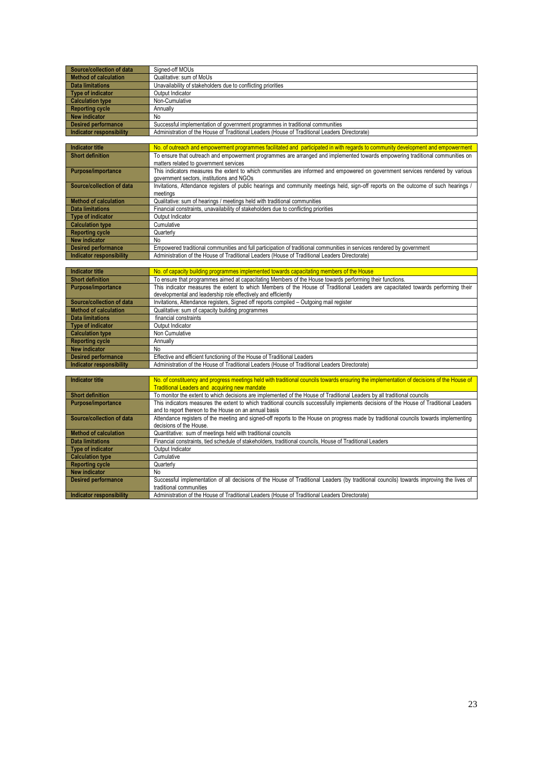| | |
|---|---|
| Source/collection of data | Signed-off MOUs |
| Method of calculation | Qualitative: sum of MoUs |
| Data limitations | Unavailability of stakeholders due to conflicting priorities |
| Type of indicator | Output Indicator |
| Calculation type | Non-Cumulative |
| Reporting cycle | Annually |
| New indicator | No |
| Desired performance | Successful implementation of government programmes in traditional communities |
| Indicator responsibility | Administration of the House of Traditional Leaders (House of Traditional Leaders Directorate) |

| | |
|---|---|
| Indicator title | No. of outreach and empowerment programmes facilitated and participated in with regards to community development and empowerment |
| Short definition | To ensure that outreach and empowerment programmes are arranged and implemented towards empowering traditional communities on matters related to government services |
| Purpose/importance | This indicators measures the extent to which communities are informed and empowered on government services rendered by various government sectors, institutions and NGOs |
| Source/collection of data | Invitations, Attendance registers of public hearings and community meetings held, sign-off reports on the outcome of such hearings / meetings |
| Method of calculation | Qualitative: sum of hearings / meetings held with traditional communities |
| Data limitations | Financial constraints, unavailability of stakeholders due to conflicting priorities |
| Type of indicator | Output Indicator |
| Calculation type | Cumulative |
| Reporting cycle | Quarterly |
| New indicator | No |
| Desired performance | Empowered traditional communities and full participation of traditional communities in services rendered by government |
| Indicator responsibility | Administration of the House of Traditional Leaders (House of Traditional Leaders Directorate) |

| | |
|---|---|
| Indicator title | No. of capacity building programmes implemented towards capacitating members of the House |
| Short definition | To ensure that programmes aimed at capacitating Members of the House towards performing their functions. |
| Purpose/importance | This indicator measures the extent to which Members of the House of Traditional Leaders are capacitated towards performing their developmental and leadership role effectively and efficiently |
| Source/collection of data | Invitations, Attendance registers, Signed off reports compiled – Outgoing mail register |
| Method of calculation | Qualitative: sum of capacity building programmes |
| Data limitations | financial constraints |
| Type of indicator | Output Indicator |
| Calculation type | Non Cumulative |
| Reporting cycle | Annually |
| New indicator | No |
| Desired performance | Effective and efficient functioning of the House of Traditional Leaders |
| Indicator responsibility | Administration of the House of Traditional Leaders (House of Traditional Leaders Directorate) |

| | |
|---|---|
| Indicator title | No. of constituency and progress meetings held with traditional councils towards ensuring the implementation of decisions of the House of Traditional Leaders and acquiring new mandate |
| Short definition | To monitor the extent to which decisions are implemented of the House of Traditional Leaders by all traditional councils |
| Purpose/importance | This indicators measures the extent to which traditional councils successfully implements decisions of the House of Traditional Leaders and to report thereon to the House on an annual basis |
| Source/collection of data | Attendance registers of the meeting and signed-off reports to the House on progress made by traditional councils towards implementing decisions of the House. |
| Method of calculation | Quantitative: sum of meetings held with traditional councils |
| Data limitations | Financial constraints, tied schedule of stakeholders, traditional councils, House of Traditional Leaders |
| Type of indicator | Output Indicator |
| Calculation type | Cumulative |
| Reporting cycle | Quarterly |
| New indicator | No |
| Desired performance | Successful implementation of all decisions of the House of Traditional Leaders (by traditional councils) towards improving the lives of traditional communities |
| Indicator responsibility | Administration of the House of Traditional Leaders (House of Traditional Leaders Directorate) |